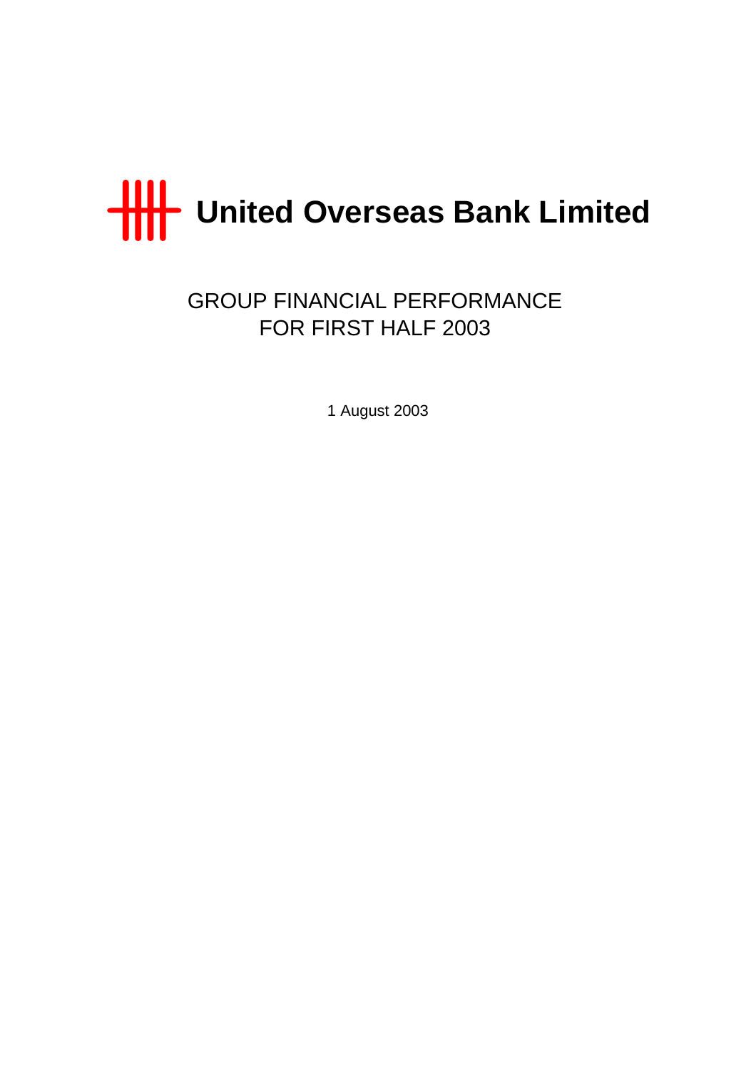# United Overseas Bank Limited

## GROUP FINANCIAL PERFORMANCE FOR FIRST HALF 2003

1 August 2003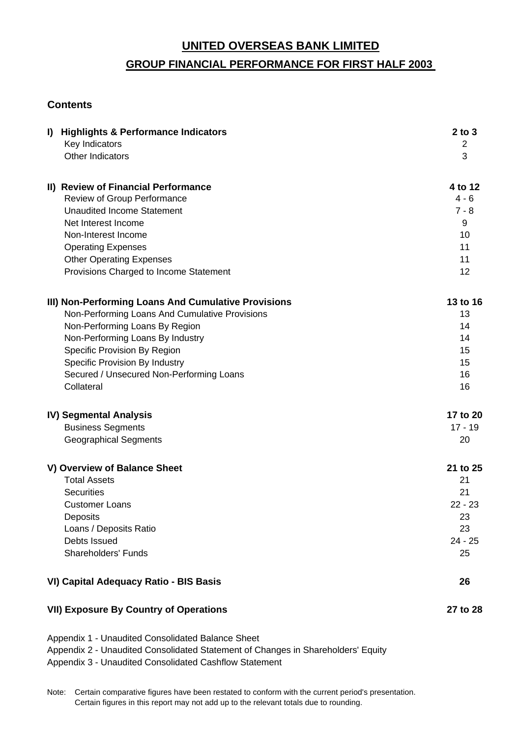# UNITED OVERSEAS BANK LIMITED

## GROUP FINANCIAL PERFORMANCE FOR FIRST HALF 2003

### Contents

| | |
|---|---|
| **I) Highlights & Performance Indicators** | **2 to 3** |
| Key Indicators | 2 |
| Other Indicators | 3 |
| | |
| **II) Review of Financial Performance** | **4 to 12** |
| Review of Group Performance | 4 - 6 |
| Unaudited Income Statement | 7 - 8 |
| Net Interest Income | 9 |
| Non-Interest Income | 10 |
| Operating Expenses | 11 |
| Other Operating Expenses | 11 |
| Provisions Charged to Income Statement | 12 |
| | |
| **III) Non-Performing Loans And Cumulative Provisions** | **13 to 16** |
| Non-Performing Loans And Cumulative Provisions | 13 |
| Non-Performing Loans By Region | 14 |
| Non-Performing Loans By Industry | 14 |
| Specific Provision By Region | 15 |
| Specific Provision By Industry | 15 |
| Secured / Unsecured Non-Performing Loans | 16 |
| Collateral | 16 |
| | |
| **IV) Segmental Analysis** | **17 to 20** |
| Business Segments | 17 - 19 |
| Geographical Segments | 20 |
| | |
| **V) Overview of Balance Sheet** | **21 to 25** |
| Total Assets | 21 |
| Securities | 21 |
| Customer Loans | 22 - 23 |
| Deposits | 23 |
| Loans / Deposits Ratio | 23 |
| Debts Issued | 24 - 25 |
| Shareholders' Funds | 25 |
| | |
| **VI) Capital Adequacy Ratio - BIS Basis** | **26** |
| | |
| **VII) Exposure By Country of Operations** | **27 to 28** |

Appendix 1 - Unaudited Consolidated Balance Sheet
Appendix 2 - Unaudited Consolidated Statement of Changes in Shareholders' Equity
Appendix 3 - Unaudited Consolidated Cashflow Statement

Note: Certain comparative figures have been restated to conform with the current period's presentation.
Certain figures in this report may not add up to the relevant totals due to rounding.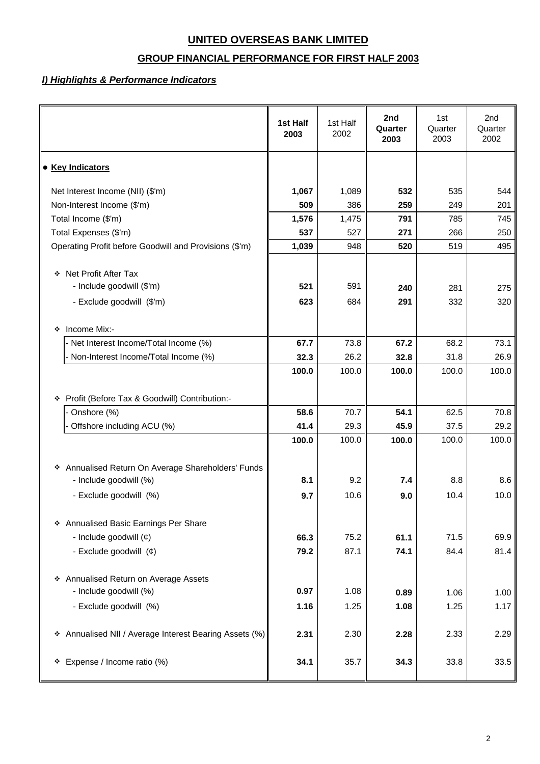# UNITED OVERSEAS BANK LIMITED

## GROUP FINANCIAL PERFORMANCE FOR FIRST HALF 2003

### *I) Highlights & Performance Indicators*

| | **1st Half 2003** | 1st Half 2002 | **2nd Quarter 2003** | 1st Quarter 2003 | 2nd Quarter 2002 |
|---|---|---|---|---|---|
| ● **Key Indicators** | | | | | |
| Net Interest Income (NII) ($'m) | **1,067** | 1,089 | **532** | 535 | 544 |
| Non-Interest Income ($'m) | **509** | 386 | **259** | 249 | 201 |
| Total Income ($'m) | **1,576** | 1,475 | **791** | 785 | 745 |
| Total Expenses ($'m) | **537** | 527 | **271** | 266 | 250 |
| Operating Profit before Goodwill and Provisions ($'m) | **1,039** | 948 | **520** | 519 | 495 |
| ❖ Net Profit After Tax | | | | | |
| - Include goodwill ($'m) | **521** | 591 | **240** | 281 | 275 |
| - Exclude goodwill ($'m) | **623** | 684 | **291** | 332 | 320 |
| ❖ Income Mix:- | | | | | |
| - Net Interest Income/Total Income (%) | **67.7** | 73.8 | **67.2** | 68.2 | 73.1 |
| - Non-Interest Income/Total Income (%) | **32.3** | 26.2 | **32.8** | 31.8 | 26.9 |
| | **100.0** | 100.0 | **100.0** | 100.0 | 100.0 |
| ❖ Profit (Before Tax & Goodwill) Contribution:- | | | | | |
| - Onshore (%) | **58.6** | 70.7 | **54.1** | 62.5 | 70.8 |
| - Offshore including ACU (%) | **41.4** | 29.3 | **45.9** | 37.5 | 29.2 |
| | **100.0** | 100.0 | **100.0** | 100.0 | 100.0 |
| ❖ Annualised Return On Average Shareholders' Funds | | | | | |
| - Include goodwill (%) | **8.1** | 9.2 | **7.4** | 8.8 | 8.6 |
| - Exclude goodwill (%) | **9.7** | 10.6 | **9.0** | 10.4 | 10.0 |
| ❖ Annualised Basic Earnings Per Share | | | | | |
| - Include goodwill (¢) | **66.3** | 75.2 | **61.1** | 71.5 | 69.9 |
| - Exclude goodwill (¢) | **79.2** | 87.1 | **74.1** | 84.4 | 81.4 |
| ❖ Annualised Return on Average Assets | | | | | |
| - Include goodwill (%) | **0.97** | 1.08 | **0.89** | 1.06 | 1.00 |
| - Exclude goodwill (%) | **1.16** | 1.25 | **1.08** | 1.25 | 1.17 |
| ❖ Annualised NII / Average Interest Bearing Assets (%) | **2.31** | 2.30 | **2.28** | 2.33 | 2.29 |
| ❖ Expense / Income ratio (%) | **34.1** | 35.7 | **34.3** | 33.8 | 33.5 |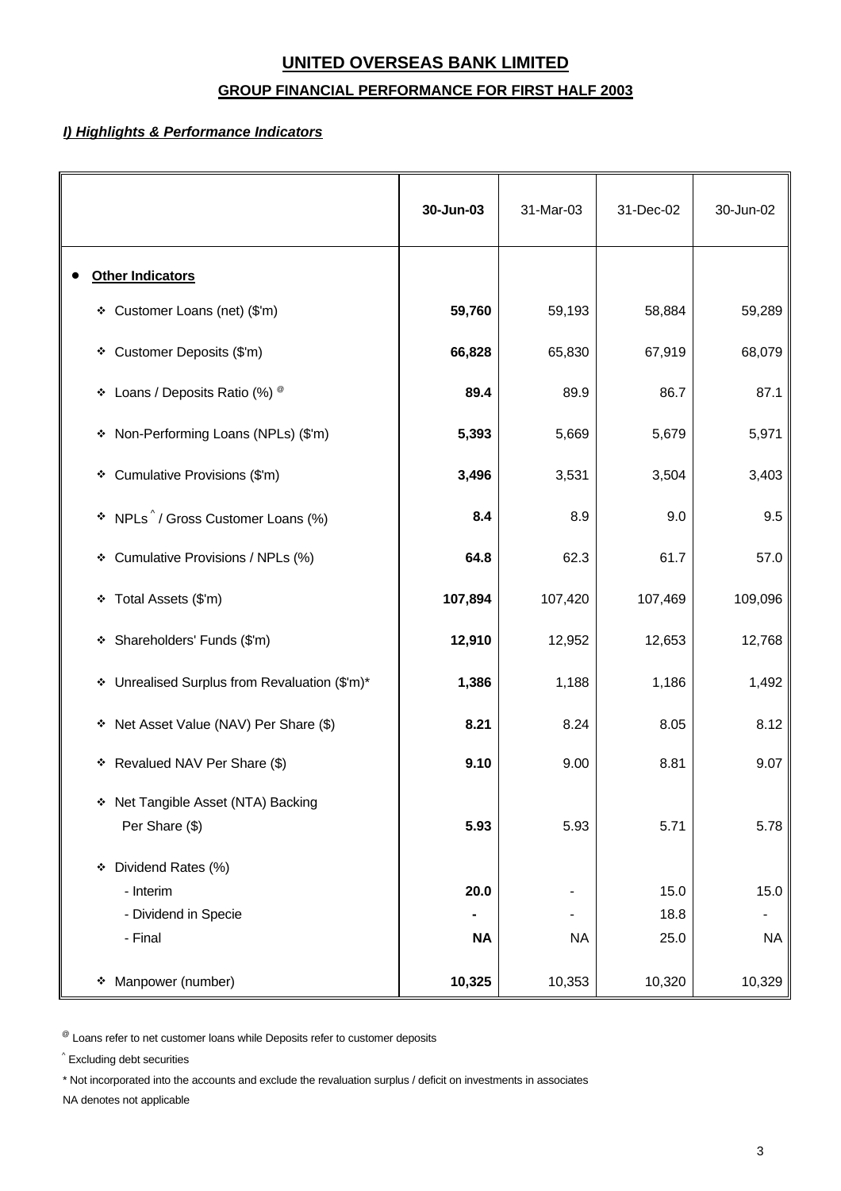# UNITED OVERSEAS BANK LIMITED

## GROUP FINANCIAL PERFORMANCE FOR FIRST HALF 2003

### *I) Highlights & Performance Indicators*

| | **30-Jun-03** | 31-Mar-03 | 31-Dec-02 | 30-Jun-02 |
|---|---|---|---|---|
| • **Other Indicators** | | | | |
| ❖ Customer Loans (net) ($'m) | **59,760** | 59,193 | 58,884 | 59,289 |
| ❖ Customer Deposits ($'m) | **66,828** | 65,830 | 67,919 | 68,079 |
| ❖ Loans / Deposits Ratio (%) [@] | **89.4** | 89.9 | 86.7 | 87.1 |
| ❖ Non-Performing Loans (NPLs) ($'m) | **5,393** | 5,669 | 5,679 | 5,971 |
| ❖ Cumulative Provisions ($'m) | **3,496** | 3,531 | 3,504 | 3,403 |
| ❖ NPLs [^] / Gross Customer Loans (%) | **8.4** | 8.9 | 9.0 | 9.5 |
| ❖ Cumulative Provisions / NPLs (%) | **64.8** | 62.3 | 61.7 | 57.0 |
| ❖ Total Assets ($'m) | **107,894** | 107,420 | 107,469 | 109,096 |
| ❖ Shareholders' Funds ($'m) | **12,910** | 12,952 | 12,653 | 12,768 |
| ❖ Unrealised Surplus from Revaluation ($'m)* | **1,386** | 1,188 | 1,186 | 1,492 |
| ❖ Net Asset Value (NAV) Per Share ($) | **8.21** | 8.24 | 8.05 | 8.12 |
| ❖ Revalued NAV Per Share ($) | **9.10** | 9.00 | 8.81 | 9.07 |
| ❖ Net Tangible Asset (NTA) Backing Per Share ($) | **5.93** | 5.93 | 5.71 | 5.78 |
| ❖ Dividend Rates (%) | | | | |
| - Interim | **20.0** | - | 15.0 | 15.0 |
| - Dividend in Specie | **-** | - | 18.8 | - |
| - Final | **NA** | NA | 25.0 | NA |
| ❖ Manpower (number) | **10,325** | 10,353 | 10,320 | 10,329 |

[@] Loans refer to net customer loans while Deposits refer to customer deposits

[^] Excluding debt securities

* Not incorporated into the accounts and exclude the revaluation surplus / deficit on investments in associates

NA denotes not applicable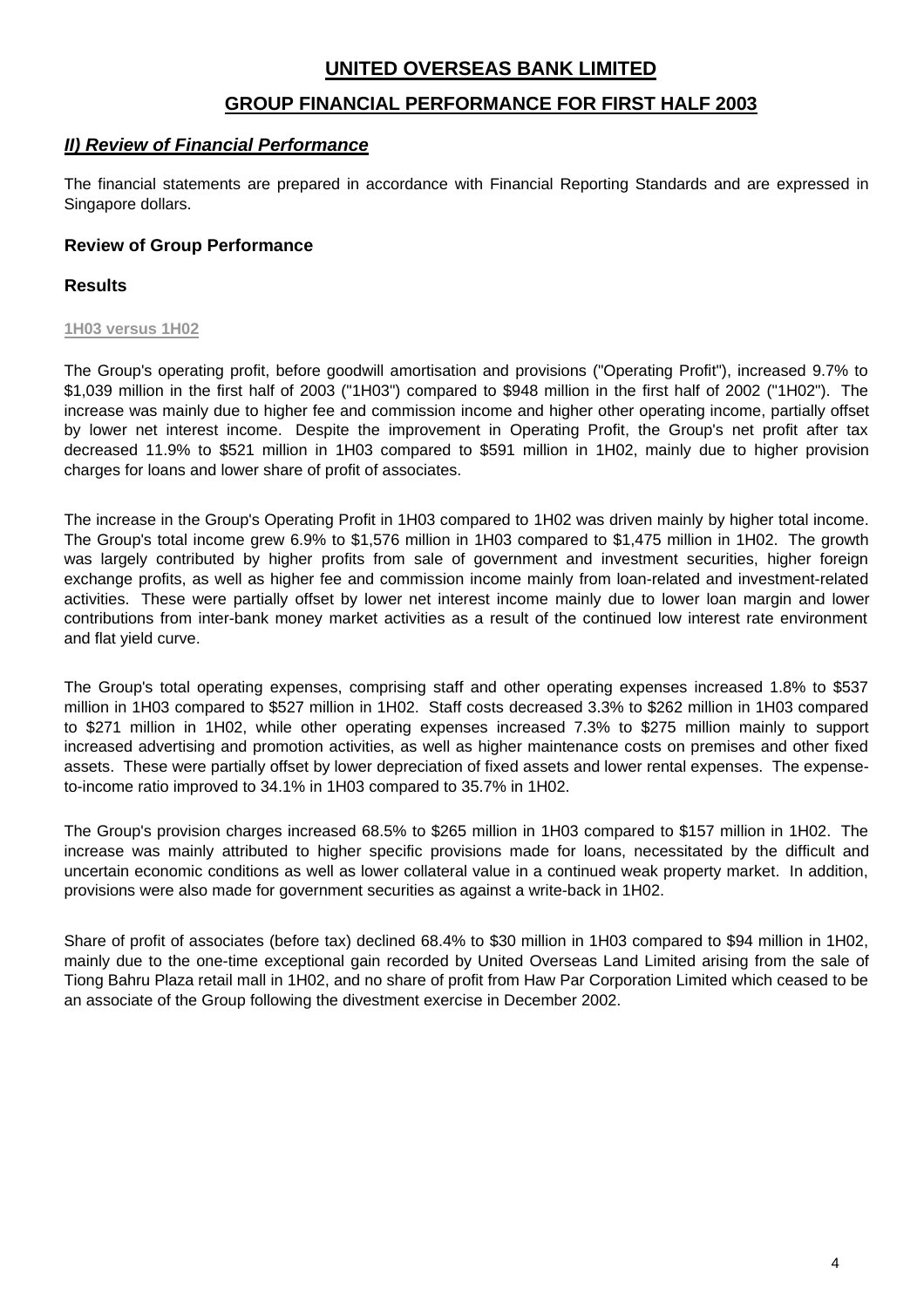# UNITED OVERSEAS BANK LIMITED

## GROUP FINANCIAL PERFORMANCE FOR FIRST HALF 2003

### *II) Review of Financial Performance*

The financial statements are prepared in accordance with Financial Reporting Standards and are expressed in Singapore dollars.

### Review of Group Performance

### Results

**1H03 versus 1H02**

The Group's operating profit, before goodwill amortisation and provisions ("Operating Profit"), increased 9.7% to $1,039 million in the first half of 2003 ("1H03") compared to $948 million in the first half of 2002 ("1H02"). The increase was mainly due to higher fee and commission income and higher other operating income, partially offset by lower net interest income. Despite the improvement in Operating Profit, the Group's net profit after tax decreased 11.9% to $521 million in 1H03 compared to $591 million in 1H02, mainly due to higher provision charges for loans and lower share of profit of associates.

The increase in the Group's Operating Profit in 1H03 compared to 1H02 was driven mainly by higher total income. The Group's total income grew 6.9% to $1,576 million in 1H03 compared to $1,475 million in 1H02. The growth was largely contributed by higher profits from sale of government and investment securities, higher foreign exchange profits, as well as higher fee and commission income mainly from loan-related and investment-related activities. These were partially offset by lower net interest income mainly due to lower loan margin and lower contributions from inter-bank money market activities as a result of the continued low interest rate environment and flat yield curve.

The Group's total operating expenses, comprising staff and other operating expenses increased 1.8% to $537 million in 1H03 compared to $527 million in 1H02. Staff costs decreased 3.3% to $262 million in 1H03 compared to $271 million in 1H02, while other operating expenses increased 7.3% to $275 million mainly to support increased advertising and promotion activities, as well as higher maintenance costs on premises and other fixed assets. These were partially offset by lower depreciation of fixed assets and lower rental expenses. The expense-to-income ratio improved to 34.1% in 1H03 compared to 35.7% in 1H02.

The Group's provision charges increased 68.5% to $265 million in 1H03 compared to $157 million in 1H02. The increase was mainly attributed to higher specific provisions made for loans, necessitated by the difficult and uncertain economic conditions as well as lower collateral value in a continued weak property market. In addition, provisions were also made for government securities as against a write-back in 1H02.

Share of profit of associates (before tax) declined 68.4% to $30 million in 1H03 compared to $94 million in 1H02, mainly due to the one-time exceptional gain recorded by United Overseas Land Limited arising from the sale of Tiong Bahru Plaza retail mall in 1H02, and no share of profit from Haw Par Corporation Limited which ceased to be an associate of the Group following the divestment exercise in December 2002.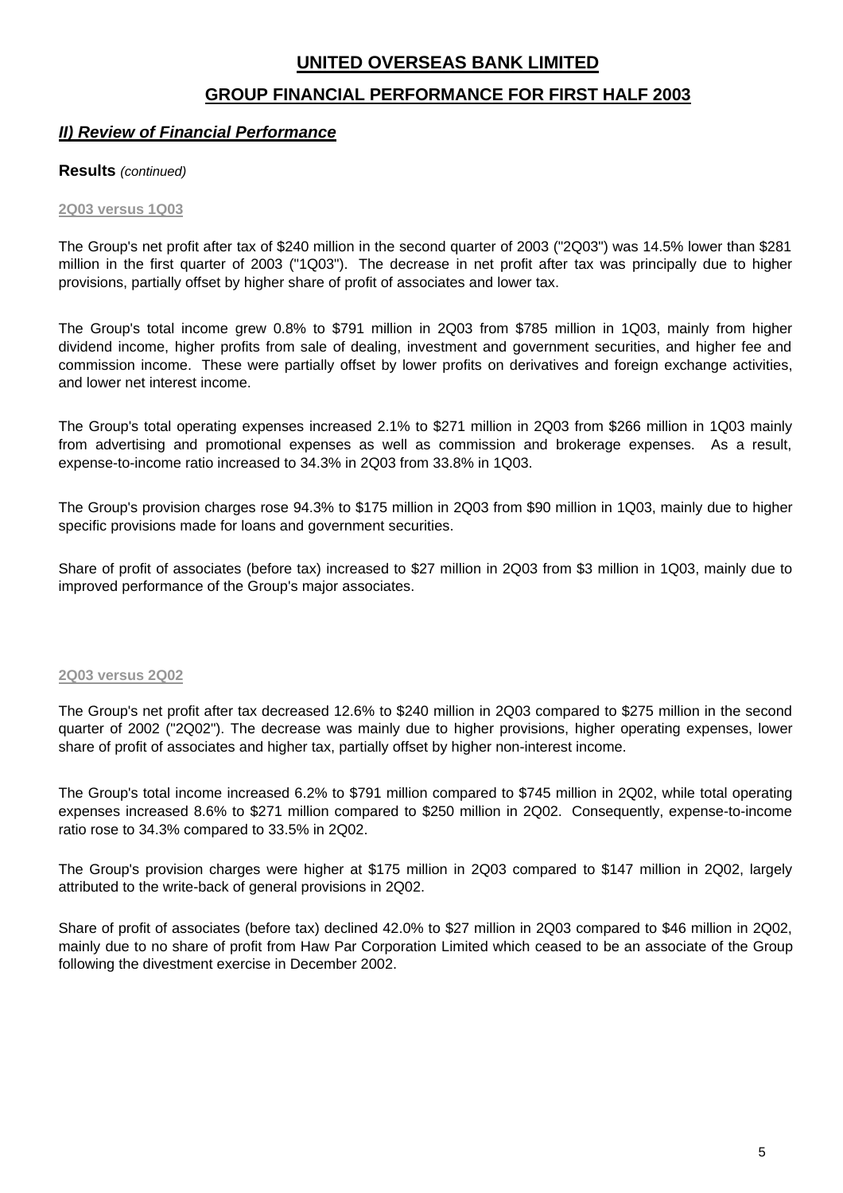# UNITED OVERSEAS BANK LIMITED

## GROUP FINANCIAL PERFORMANCE FOR FIRST HALF 2003

### *II) Review of Financial Performance*

**Results** *(continued)*

**2Q03 versus 1Q03**

The Group's net profit after tax of $240 million in the second quarter of 2003 ("2Q03") was 14.5% lower than $281 million in the first quarter of 2003 ("1Q03"). The decrease in net profit after tax was principally due to higher provisions, partially offset by higher share of profit of associates and lower tax.

The Group's total income grew 0.8% to $791 million in 2Q03 from $785 million in 1Q03, mainly from higher dividend income, higher profits from sale of dealing, investment and government securities, and higher fee and commission income. These were partially offset by lower profits on derivatives and foreign exchange activities, and lower net interest income.

The Group's total operating expenses increased 2.1% to $271 million in 2Q03 from $266 million in 1Q03 mainly from advertising and promotional expenses as well as commission and brokerage expenses. As a result, expense-to-income ratio increased to 34.3% in 2Q03 from 33.8% in 1Q03.

The Group's provision charges rose 94.3% to $175 million in 2Q03 from $90 million in 1Q03, mainly due to higher specific provisions made for loans and government securities.

Share of profit of associates (before tax) increased to $27 million in 2Q03 from $3 million in 1Q03, mainly due to improved performance of the Group's major associates.

**2Q03 versus 2Q02**

The Group's net profit after tax decreased 12.6% to $240 million in 2Q03 compared to $275 million in the second quarter of 2002 ("2Q02"). The decrease was mainly due to higher provisions, higher operating expenses, lower share of profit of associates and higher tax, partially offset by higher non-interest income.

The Group's total income increased 6.2% to $791 million compared to $745 million in 2Q02, while total operating expenses increased 8.6% to $271 million compared to $250 million in 2Q02. Consequently, expense-to-income ratio rose to 34.3% compared to 33.5% in 2Q02.

The Group's provision charges were higher at $175 million in 2Q03 compared to $147 million in 2Q02, largely attributed to the write-back of general provisions in 2Q02.

Share of profit of associates (before tax) declined 42.0% to $27 million in 2Q03 compared to $46 million in 2Q02, mainly due to no share of profit from Haw Par Corporation Limited which ceased to be an associate of the Group following the divestment exercise in December 2002.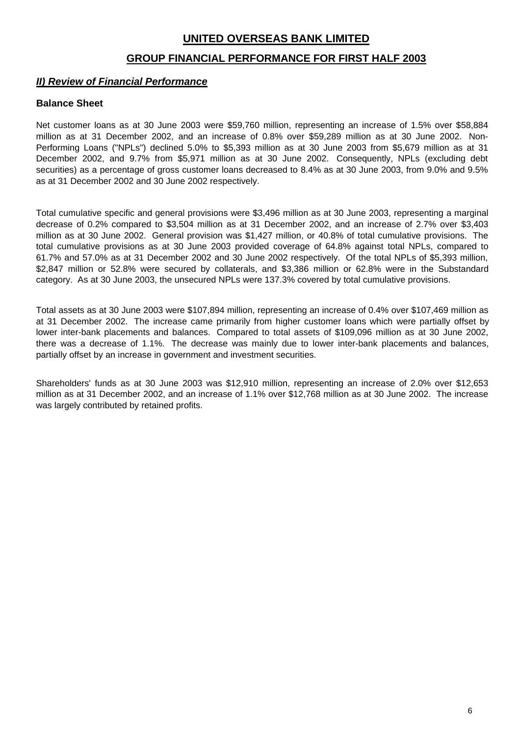# UNITED OVERSEAS BANK LIMITED

## GROUP FINANCIAL PERFORMANCE FOR FIRST HALF 2003

### ***II) Review of Financial Performance***

**Balance Sheet**

Net customer loans as at 30 June 2003 were $59,760 million, representing an increase of 1.5% over $58,884 million as at 31 December 2002, and an increase of 0.8% over $59,289 million as at 30 June 2002. Non-Performing Loans ("NPLs") declined 5.0% to $5,393 million as at 30 June 2003 from $5,679 million as at 31 December 2002, and 9.7% from $5,971 million as at 30 June 2002. Consequently, NPLs (excluding debt securities) as a percentage of gross customer loans decreased to 8.4% as at 30 June 2003, from 9.0% and 9.5% as at 31 December 2002 and 30 June 2002 respectively.

Total cumulative specific and general provisions were $3,496 million as at 30 June 2003, representing a marginal decrease of 0.2% compared to $3,504 million as at 31 December 2002, and an increase of 2.7% over $3,403 million as at 30 June 2002. General provision was $1,427 million, or 40.8% of total cumulative provisions. The total cumulative provisions as at 30 June 2003 provided coverage of 64.8% against total NPLs, compared to 61.7% and 57.0% as at 31 December 2002 and 30 June 2002 respectively. Of the total NPLs of $5,393 million, $2,847 million or 52.8% were secured by collaterals, and $3,386 million or 62.8% were in the Substandard category. As at 30 June 2003, the unsecured NPLs were 137.3% covered by total cumulative provisions.

Total assets as at 30 June 2003 were $107,894 million, representing an increase of 0.4% over $107,469 million as at 31 December 2002. The increase came primarily from higher customer loans which were partially offset by lower inter-bank placements and balances. Compared to total assets of $109,096 million as at 30 June 2002, there was a decrease of 1.1%. The decrease was mainly due to lower inter-bank placements and balances, partially offset by an increase in government and investment securities.

Shareholders' funds as at 30 June 2003 was $12,910 million, representing an increase of 2.0% over $12,653 million as at 31 December 2002, and an increase of 1.1% over $12,768 million as at 30 June 2002. The increase was largely contributed by retained profits.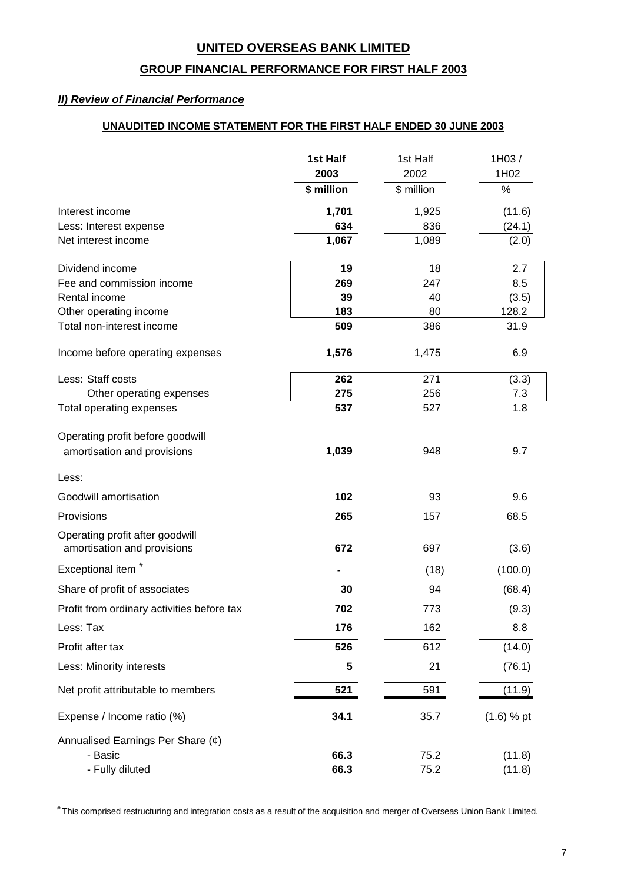# UNITED OVERSEAS BANK LIMITED

## GROUP FINANCIAL PERFORMANCE FOR FIRST HALF 2003

### *II) Review of Financial Performance*

#### UNAUDITED INCOME STATEMENT FOR THE FIRST HALF ENDED 30 JUNE 2003

| | **1st Half 2003** | 1st Half 2002 | 1H03 / 1H02 |
|---|---|---|---|
| | **\$ million** | \$ million | % |
| Interest income | **1,701** | 1,925 | (11.6) |
| Less: Interest expense | **634** | 836 | (24.1) |
| Net interest income | **1,067** | 1,089 | (2.0) |
| Dividend income | **19** | 18 | 2.7 |
| Fee and commission income | **269** | 247 | 8.5 |
| Rental income | **39** | 40 | (3.5) |
| Other operating income | **183** | 80 | 128.2 |
| Total non-interest income | **509** | 386 | 31.9 |
| Income before operating expenses | **1,576** | 1,475 | 6.9 |
| Less: Staff costs | **262** | 271 | (3.3) |
| Other operating expenses | **275** | 256 | 7.3 |
| Total operating expenses | **537** | 527 | 1.8 |
| Operating profit before goodwill amortisation and provisions | **1,039** | 948 | 9.7 |
| Less: | | | |
| Goodwill amortisation | **102** | 93 | 9.6 |
| Provisions | **265** | 157 | 68.5 |
| Operating profit after goodwill amortisation and provisions | **672** | 697 | (3.6) |
| Exceptional item # | **-** | (18) | (100.0) |
| Share of profit of associates | **30** | 94 | (68.4) |
| Profit from ordinary activities before tax | **702** | 773 | (9.3) |
| Less: Tax | **176** | 162 | 8.8 |
| Profit after tax | **526** | 612 | (14.0) |
| Less: Minority interests | **5** | 21 | (76.1) |
| Net profit attributable to members | **521** | 591 | (11.9) |
| Expense / Income ratio (%) | **34.1** | 35.7 | (1.6) % pt |
| Annualised Earnings Per Share (¢) | | | |
| - Basic | **66.3** | 75.2 | (11.8) |
| - Fully diluted | **66.3** | 75.2 | (11.8) |

# This comprised restructuring and integration costs as a result of the acquisition and merger of Overseas Union Bank Limited.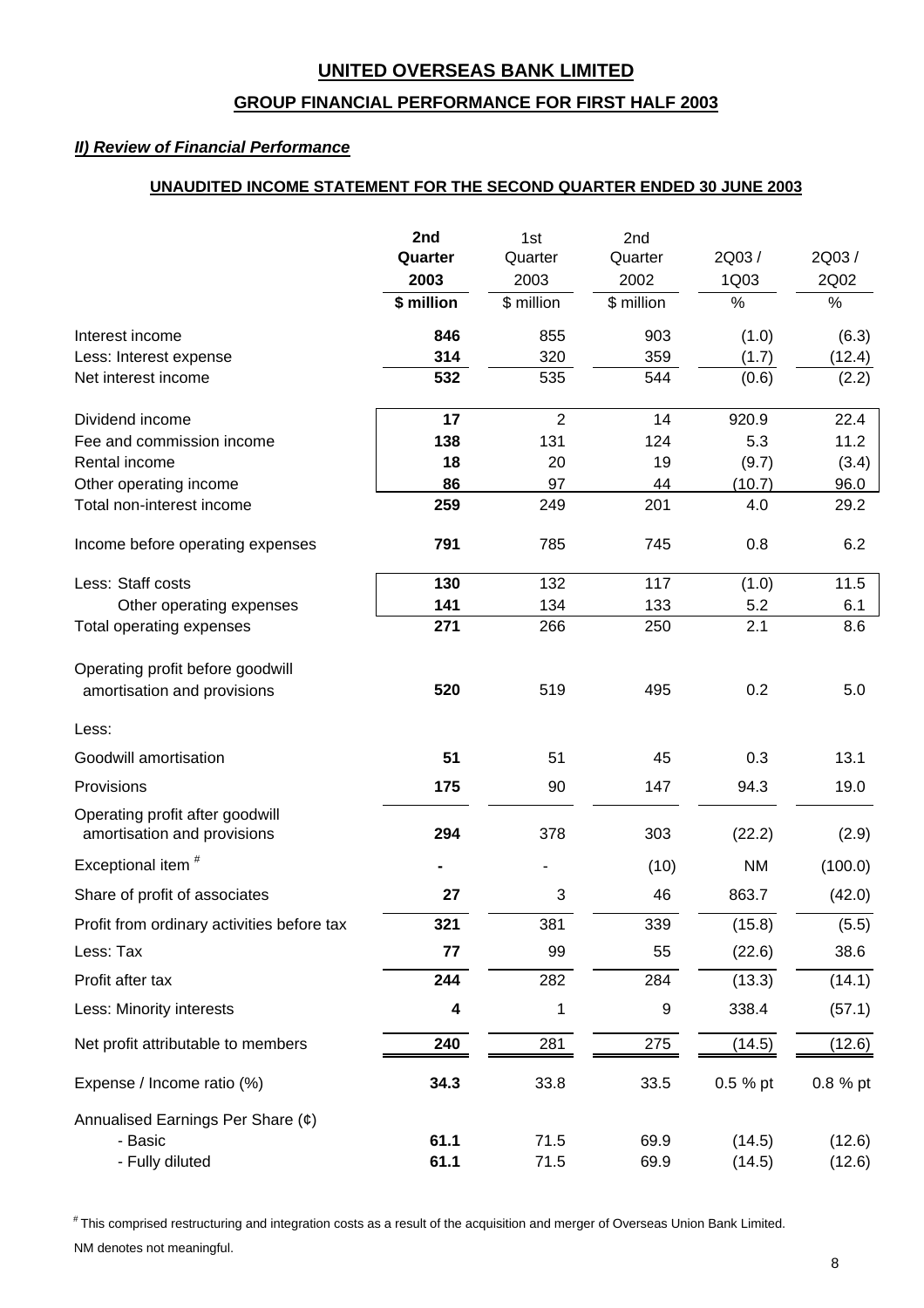# UNITED OVERSEAS BANK LIMITED

## GROUP FINANCIAL PERFORMANCE FOR FIRST HALF 2003

### *II) Review of Financial Performance*

**UNAUDITED INCOME STATEMENT FOR THE SECOND QUARTER ENDED 30 JUNE 2003**

| | **2nd Quarter 2003** | 1st Quarter 2003 | 2nd Quarter 2002 | 2Q03 / 1Q03 | 2Q03 / 2Q02 |
|---|---|---|---|---|---|
| | **\$ million** | \$ million | \$ million | % | % |
| Interest income | **846** | 855 | 903 | (1.0) | (6.3) |
| Less: Interest expense | **314** | 320 | 359 | (1.7) | (12.4) |
| Net interest income | **532** | 535 | 544 | (0.6) | (2.2) |
| Dividend income | **17** | 2 | 14 | 920.9 | 22.4 |
| Fee and commission income | **138** | 131 | 124 | 5.3 | 11.2 |
| Rental income | **18** | 20 | 19 | (9.7) | (3.4) |
| Other operating income | **86** | 97 | 44 | (10.7) | 96.0 |
| Total non-interest income | **259** | 249 | 201 | 4.0 | 29.2 |
| Income before operating expenses | **791** | 785 | 745 | 0.8 | 6.2 |
| Less: Staff costs | **130** | 132 | 117 | (1.0) | 11.5 |
| Other operating expenses | **141** | 134 | 133 | 5.2 | 6.1 |
| Total operating expenses | **271** | 266 | 250 | 2.1 | 8.6 |
| Operating profit before goodwill amortisation and provisions | **520** | 519 | 495 | 0.2 | 5.0 |
| Less: | | | | | |
| Goodwill amortisation | **51** | 51 | 45 | 0.3 | 13.1 |
| Provisions | **175** | 90 | 147 | 94.3 | 19.0 |
| Operating profit after goodwill amortisation and provisions | **294** | 378 | 303 | (22.2) | (2.9) |
| Exceptional item # | **-** | - | (10) | NM | (100.0) |
| Share of profit of associates | **27** | 3 | 46 | 863.7 | (42.0) |
| Profit from ordinary activities before tax | **321** | 381 | 339 | (15.8) | (5.5) |
| Less: Tax | **77** | 99 | 55 | (22.6) | 38.6 |
| Profit after tax | **244** | 282 | 284 | (13.3) | (14.1) |
| Less: Minority interests | **4** | 1 | 9 | 338.4 | (57.1) |
| Net profit attributable to members | **240** | 281 | 275 | (14.5) | (12.6) |
| Expense / Income ratio (%) | **34.3** | 33.8 | 33.5 | 0.5 % pt | 0.8 % pt |
| Annualised Earnings Per Share (¢) | | | | | |
| - Basic | **61.1** | 71.5 | 69.9 | (14.5) | (12.6) |
| - Fully diluted | **61.1** | 71.5 | 69.9 | (14.5) | (12.6) |

# This comprised restructuring and integration costs as a result of the acquisition and merger of Overseas Union Bank Limited.

NM denotes not meaningful.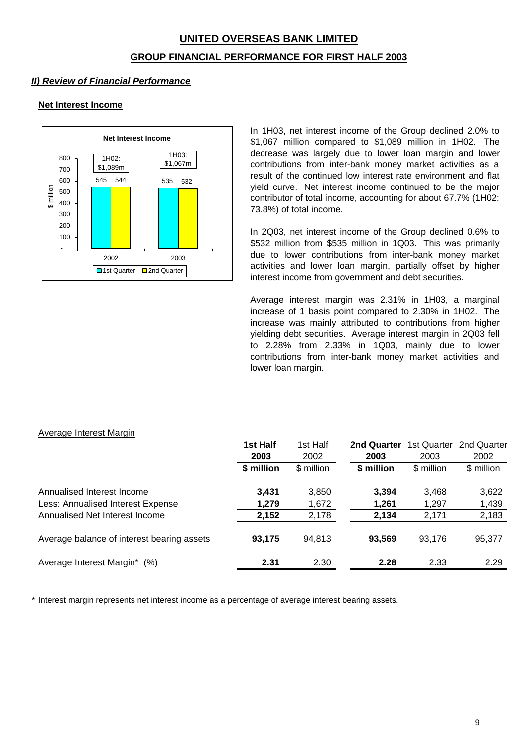# UNITED OVERSEAS BANK LIMITED

## GROUP FINANCIAL PERFORMANCE FOR FIRST HALF 2003

### *II) Review of Financial Performance*

#### Net Interest Income

**Net Interest Income**

| | 1st Quarter | 2nd Quarter | Total |
|---|---|---|---|
| 2002 | 545 | 544 | 1H02: $1,089m |
| 2003 | 535 | 532 | 1H03: $1,067m |

($ million)

In 1H03, net interest income of the Group declined 2.0% to $1,067 million compared to $1,089 million in 1H02. The decrease was largely due to lower loan margin and lower contributions from inter-bank money market activities as a result of the continued low interest rate environment and flat yield curve. Net interest income continued to be the major contributor of total income, accounting for about 67.7% (1H02: 73.8%) of total income.

In 2Q03, net interest income of the Group declined 0.6% to $532 million from $535 million in 1Q03. This was primarily due to lower contributions from inter-bank money market activities and lower loan margin, partially offset by higher interest income from government and debt securities.

Average interest margin was 2.31% in 1H03, a marginal increase of 1 basis point compared to 2.30% in 1H02. The increase was mainly attributed to contributions from higher yielding debt securities. Average interest margin in 2Q03 fell to 2.28% from 2.33% in 1Q03, mainly due to lower contributions from inter-bank money market activities and lower loan margin.

Average Interest Margin

| | **1st Half 2003** | 1st Half 2002 | **2nd Quarter 2003** | 1st Quarter 2003 | 2nd Quarter 2002 |
|---|---|---|---|---|---|
| | **\$ million** | \$ million | **\$ million** | \$ million | \$ million |
| Annualised Interest Income | **3,431** | 3,850 | **3,394** | 3,468 | 3,622 |
| Less: Annualised Interest Expense | **1,279** | 1,672 | **1,261** | 1,297 | 1,439 |
| Annualised Net Interest Income | **2,152** | 2,178 | **2,134** | 2,171 | 2,183 |
| Average balance of interest bearing assets | **93,175** | 94,813 | **93,569** | 93,176 | 95,377 |
| Average Interest Margin* (%) | **2.31** | 2.30 | **2.28** | 2.33 | 2.29 |

\* Interest margin represents net interest income as a percentage of average interest bearing assets.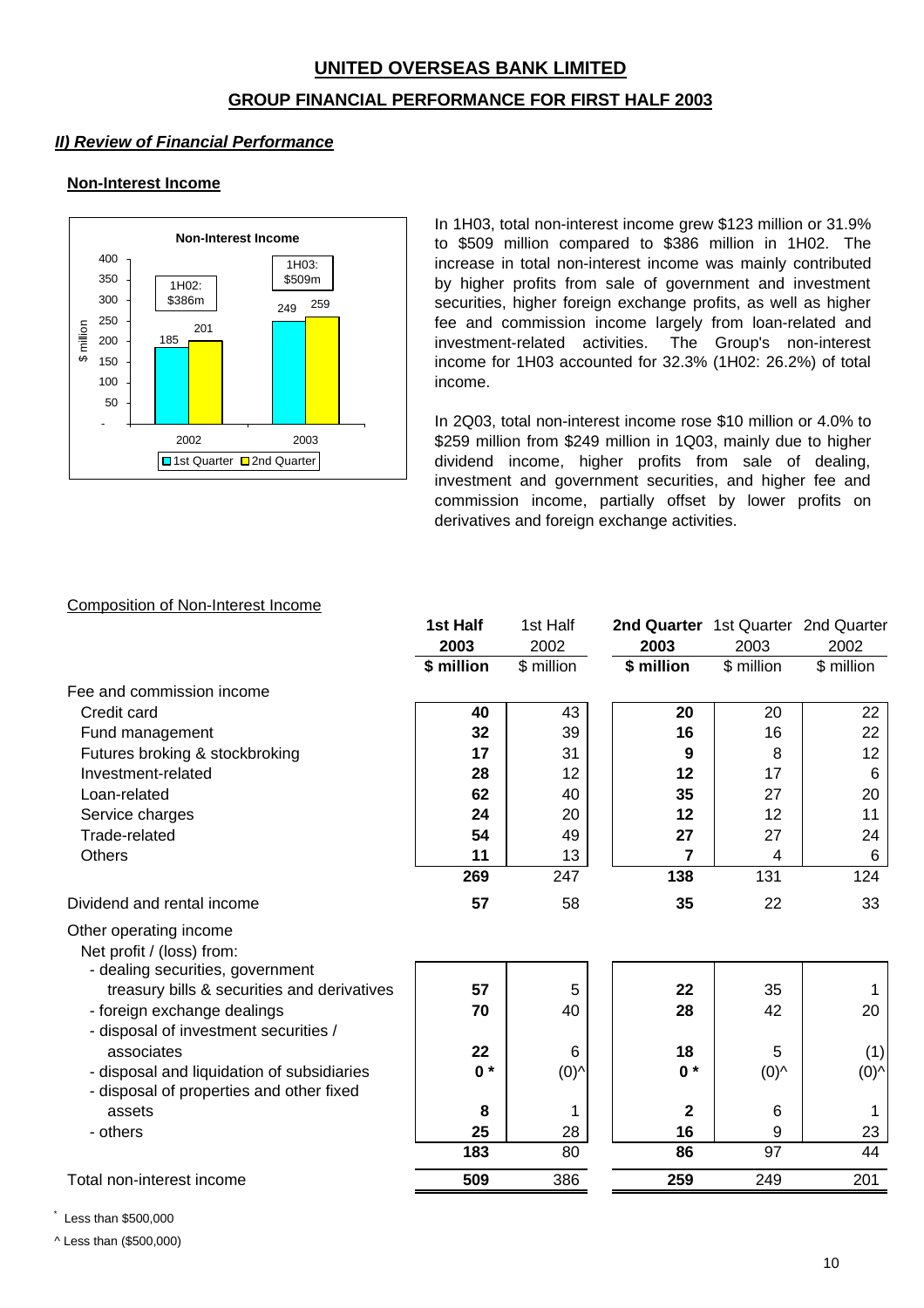## UNITED OVERSEAS BANK LIMITED

### GROUP FINANCIAL PERFORMANCE FOR FIRST HALF 2003

### *II) Review of Financial Performance*

#### Non-Interest Income

**Non-Interest Income**

| $ million | 1st Quarter | 2nd Quarter |
|---|---|---|
| 2002 (1H02: $386m) | 185 | 201 |
| 2003 (1H03: $509m) | 249 | 259 |

In 1H03, total non-interest income grew $123 million or 31.9% to $509 million compared to $386 million in 1H02. The increase in total non-interest income was mainly contributed by higher profits from sale of government and investment securities, higher foreign exchange profits, as well as higher fee and commission income largely from loan-related and investment-related activities. The Group's non-interest income for 1H03 accounted for 32.3% (1H02: 26.2%) of total income.

In 2Q03, total non-interest income rose $10 million or 4.0% to $259 million from $249 million in 1Q03, mainly due to higher dividend income, higher profits from sale of dealing, investment and government securities, and higher fee and commission income, partially offset by lower profits on derivatives and foreign exchange activities.

Composition of Non-Interest Income

| | **1st Half 2003** | 1st Half 2002 | **2nd Quarter 2003** | 1st Quarter 2003 | 2nd Quarter 2002 |
|---|---|---|---|---|---|
| | **$ million** | $ million | **$ million** | $ million | $ million |
| Fee and commission income | | | | | |
| Credit card | **40** | 43 | **20** | 20 | 22 |
| Fund management | **32** | 39 | **16** | 16 | 22 |
| Futures broking & stockbroking | **17** | 31 | **9** | 8 | 12 |
| Investment-related | **28** | 12 | **12** | 17 | 6 |
| Loan-related | **62** | 40 | **35** | 27 | 20 |
| Service charges | **24** | 20 | **12** | 12 | 11 |
| Trade-related | **54** | 49 | **27** | 27 | 24 |
| Others | **11** | 13 | **7** | 4 | 6 |
| | **269** | 247 | **138** | 131 | 124 |
| Dividend and rental income | **57** | 58 | **35** | 22 | 33 |
| Other operating income | | | | | |
| Net profit / (loss) from: | | | | | |
| - dealing securities, government treasury bills & securities and derivatives | **57** | 5 | **22** | 35 | 1 |
| - foreign exchange dealings | **70** | 40 | **28** | 42 | 20 |
| - disposal of investment securities / associates | **22** | 6 | **18** | 5 | (1) |
| - disposal and liquidation of subsidiaries | **0 \*** | (0)^ | **0 \*** | (0)^ | (0)^ |
| - disposal of properties and other fixed assets | **8** | 1 | **2** | 6 | 1 |
| - others | **25** | 28 | **16** | 9 | 23 |
| | **183** | 80 | **86** | 97 | 44 |
| Total non-interest income | **509** | 386 | **259** | 249 | 201 |

\* Less than $500,000

^ Less than ($500,000)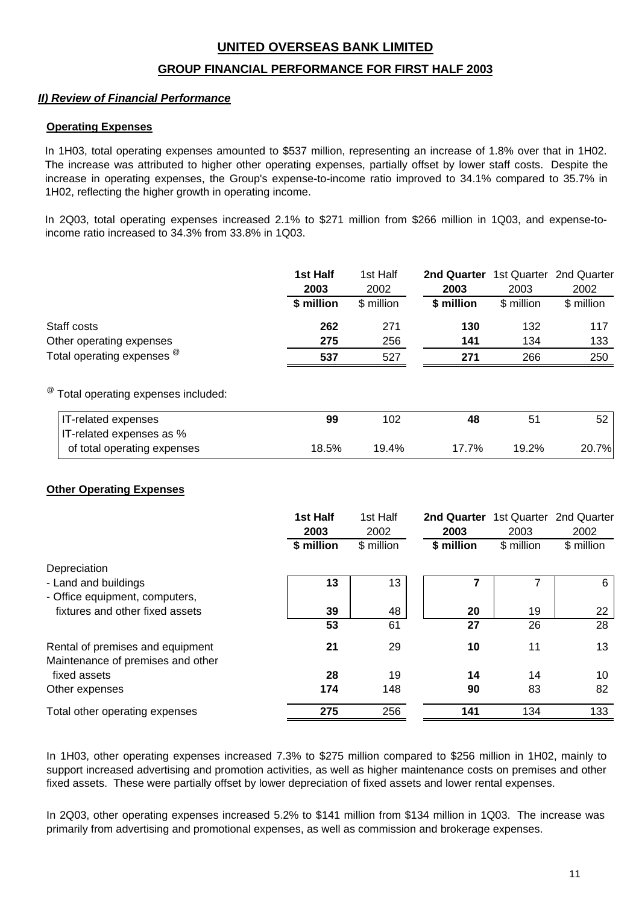# UNITED OVERSEAS BANK LIMITED

## GROUP FINANCIAL PERFORMANCE FOR FIRST HALF 2003

### *II) Review of Financial Performance*

#### Operating Expenses

In 1H03, total operating expenses amounted to $537 million, representing an increase of 1.8% over that in 1H02. The increase was attributed to higher other operating expenses, partially offset by lower staff costs. Despite the increase in operating expenses, the Group's expense-to-income ratio improved to 34.1% compared to 35.7% in 1H02, reflecting the higher growth in operating income.

In 2Q03, total operating expenses increased 2.1% to $271 million from $266 million in 1Q03, and expense-to-income ratio increased to 34.3% from 33.8% in 1Q03.

| | **1st Half 2003** | 1st Half 2002 | **2nd Quarter 2003** | 1st Quarter 2003 | 2nd Quarter 2002 |
|---|---|---|---|---|---|
| | **$ million** | $ million | **$ million** | $ million | $ million |
| Staff costs | **262** | 271 | **130** | 132 | 117 |
| Other operating expenses | **275** | 256 | **141** | 134 | 133 |
| Total operating expenses @ | **537** | 527 | **271** | 266 | 250 |

@ Total operating expenses included:

| | **1st Half 2003** | 1st Half 2002 | **2nd Quarter 2003** | 1st Quarter 2003 | 2nd Quarter 2002 |
|---|---|---|---|---|---|
| IT-related expenses | **99** | 102 | **48** | 51 | 52 |
| IT-related expenses as % of total operating expenses | 18.5% | 19.4% | 17.7% | 19.2% | 20.7% |

#### Other Operating Expenses

| | **1st Half 2003** | 1st Half 2002 | **2nd Quarter 2003** | 1st Quarter 2003 | 2nd Quarter 2002 |
|---|---|---|---|---|---|
| | **$ million** | $ million | **$ million** | $ million | $ million |
| Depreciation | | | | | |
| - Land and buildings | **13** | 13 | **7** | 7 | 6 |
| - Office equipment, computers, fixtures and other fixed assets | **39** | 48 | **20** | 19 | 22 |
| | **53** | 61 | **27** | 26 | 28 |
| Rental of premises and equipment | **21** | 29 | **10** | 11 | 13 |
| Maintenance of premises and other fixed assets | **28** | 19 | **14** | 14 | 10 |
| Other expenses | **174** | 148 | **90** | 83 | 82 |
| Total other operating expenses | **275** | 256 | **141** | 134 | 133 |

In 1H03, other operating expenses increased 7.3% to $275 million compared to $256 million in 1H02, mainly to support increased advertising and promotion activities, as well as higher maintenance costs on premises and other fixed assets. These were partially offset by lower depreciation of fixed assets and lower rental expenses.

In 2Q03, other operating expenses increased 5.2% to $141 million from $134 million in 1Q03. The increase was primarily from advertising and promotional expenses, as well as commission and brokerage expenses.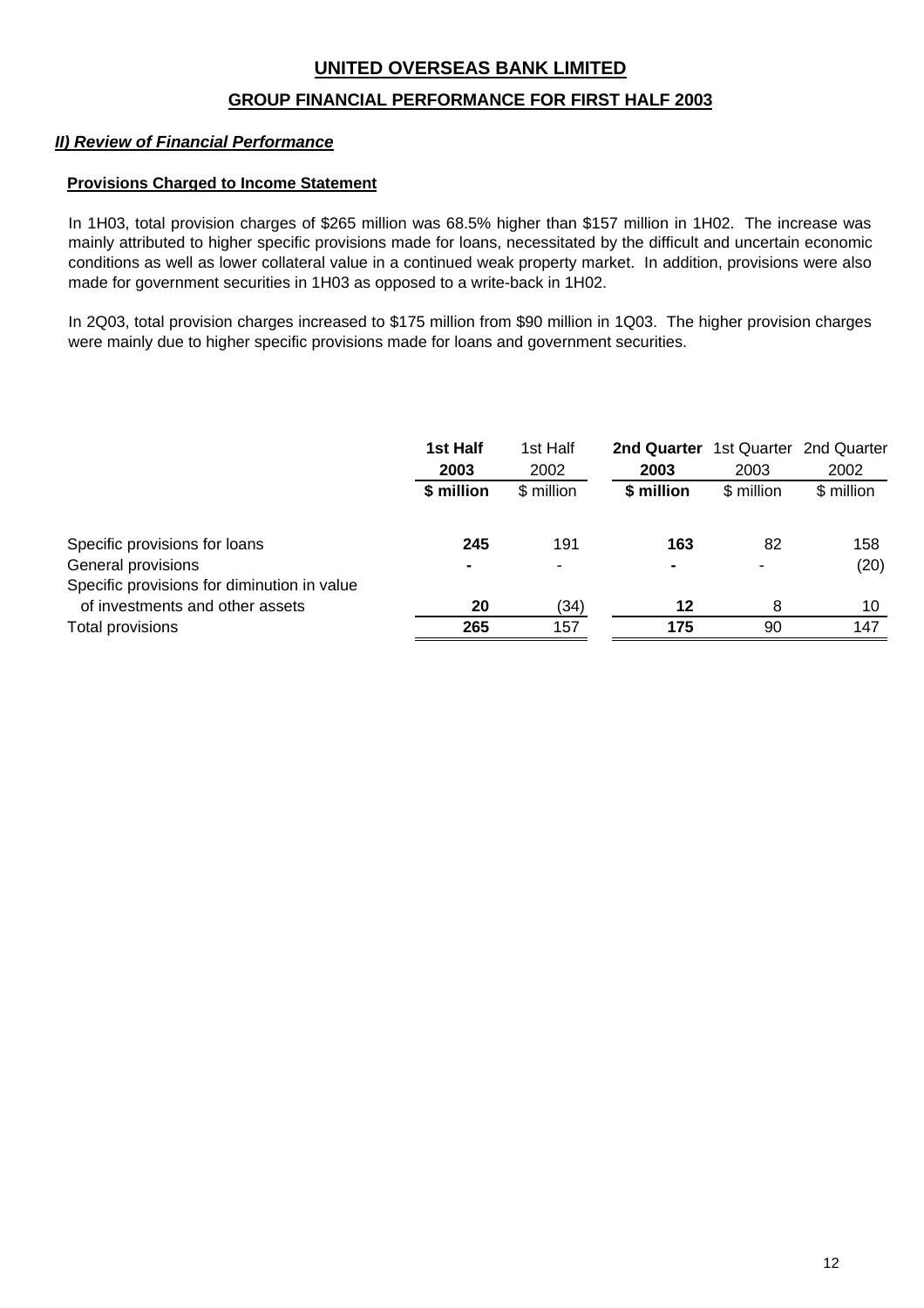# UNITED OVERSEAS BANK LIMITED

## GROUP FINANCIAL PERFORMANCE FOR FIRST HALF 2003

### *II) Review of Financial Performance*

**Provisions Charged to Income Statement**

In 1H03, total provision charges of $265 million was 68.5% higher than $157 million in 1H02. The increase was mainly attributed to higher specific provisions made for loans, necessitated by the difficult and uncertain economic conditions as well as lower collateral value in a continued weak property market. In addition, provisions were also made for government securities in 1H03 as opposed to a write-back in 1H02.

In 2Q03, total provision charges increased to $175 million from $90 million in 1Q03. The higher provision charges were mainly due to higher specific provisions made for loans and government securities.

| | **1st Half 2003** | 1st Half 2002 | **2nd Quarter 2003** | 1st Quarter 2003 | 2nd Quarter 2002 |
|---|---|---|---|---|---|
| | **$ million** | $ million | **$ million** | $ million | $ million |
| Specific provisions for loans | **245** | 191 | **163** | 82 | 158 |
| General provisions | **-** | - | **-** | - | (20) |
| Specific provisions for diminution in value of investments and other assets | **20** | (34) | **12** | 8 | 10 |
| Total provisions | **265** | 157 | **175** | 90 | 147 |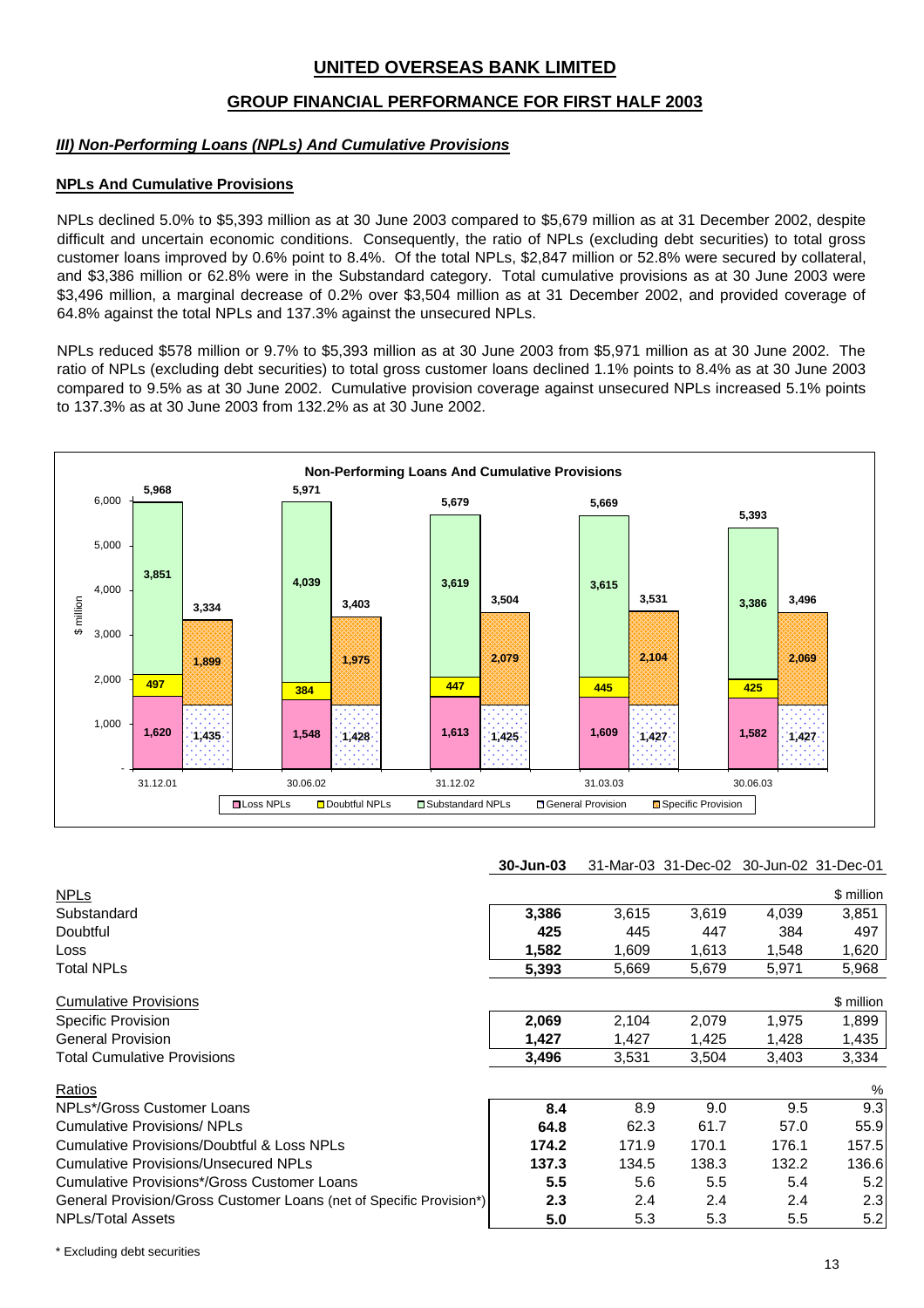# UNITED OVERSEAS BANK LIMITED

## GROUP FINANCIAL PERFORMANCE FOR FIRST HALF 2003

### *III) Non-Performing Loans (NPLs) And Cumulative Provisions*

**NPLs And Cumulative Provisions**

NPLs declined 5.0% to $5,393 million as at 30 June 2003 compared to $5,679 million as at 31 December 2002, despite difficult and uncertain economic conditions. Consequently, the ratio of NPLs (excluding debt securities) to total gross customer loans improved by 0.6% point to 8.4%. Of the total NPLs, $2,847 million or 52.8% were secured by collateral, and $3,386 million or 62.8% were in the Substandard category. Total cumulative provisions as at 30 June 2003 were $3,496 million, a marginal decrease of 0.2% over $3,504 million as at 31 December 2002, and provided coverage of 64.8% against the total NPLs and 137.3% against the unsecured NPLs.

NPLs reduced $578 million or 9.7% to $5,393 million as at 30 June 2003 from $5,971 million as at 30 June 2002. The ratio of NPLs (excluding debt securities) to total gross customer loans declined 1.1% points to 8.4% as at 30 June 2003 compared to 9.5% as at 30 June 2002. Cumulative provision coverage against unsecured NPLs increased 5.1% points to 137.3% as at 30 June 2003 from 132.2% as at 30 June 2002.

**Non-Performing Loans And Cumulative Provisions**

| $ million | 31.12.01 | 30.06.02 | 31.12.02 | 31.03.03 | 30.06.03 |
|---|---|---|---|---|---|
| Loss NPLs | 1,620 | 1,548 | 1,613 | 1,609 | 1,582 |
| Doubtful NPLs | 497 | 384 | 447 | 445 | 425 |
| Substandard NPLs | 3,851 | 4,039 | 3,619 | 3,615 | 3,386 |
| Total NPLs | 5,968 | 5,971 | 5,679 | 5,669 | 5,393 |
| General Provision | 1,435 | 1,428 | 1,425 | 1,427 | 1,427 |
| Specific Provision | 1,899 | 1,975 | 2,079 | 2,104 | 2,069 |
| Total Provisions | 3,334 | 3,403 | 3,504 | 3,531 | 3,496 |

| | **30-Jun-03** | 31-Mar-03 | 31-Dec-02 | 30-Jun-02 | 31-Dec-01 |
|---|---|---|---|---|---|
| NPLs | | | | | $ million |
| Substandard | **3,386** | 3,615 | 3,619 | 4,039 | 3,851 |
| Doubtful | **425** | 445 | 447 | 384 | 497 |
| Loss | **1,582** | 1,609 | 1,613 | 1,548 | 1,620 |
| Total NPLs | **5,393** | 5,669 | 5,679 | 5,971 | 5,968 |
| Cumulative Provisions | | | | | $ million |
| Specific Provision | **2,069** | 2,104 | 2,079 | 1,975 | 1,899 |
| General Provision | **1,427** | 1,427 | 1,425 | 1,428 | 1,435 |
| Total Cumulative Provisions | **3,496** | 3,531 | 3,504 | 3,403 | 3,334 |
| Ratios | | | | | % |
| NPLs*/Gross Customer Loans | **8.4** | 8.9 | 9.0 | 9.5 | 9.3 |
| Cumulative Provisions/ NPLs | **64.8** | 62.3 | 61.7 | 57.0 | 55.9 |
| Cumulative Provisions/Doubtful & Loss NPLs | **174.2** | 171.9 | 170.1 | 176.1 | 157.5 |
| Cumulative Provisions/Unsecured NPLs | **137.3** | 134.5 | 138.3 | 132.2 | 136.6 |
| Cumulative Provisions*/Gross Customer Loans | **5.5** | 5.6 | 5.5 | 5.4 | 5.2 |
| General Provision/Gross Customer Loans (net of Specific Provision*) | **2.3** | 2.4 | 2.4 | 2.4 | 2.3 |
| NPLs/Total Assets | **5.0** | 5.3 | 5.3 | 5.5 | 5.2 |

\* Excluding debt securities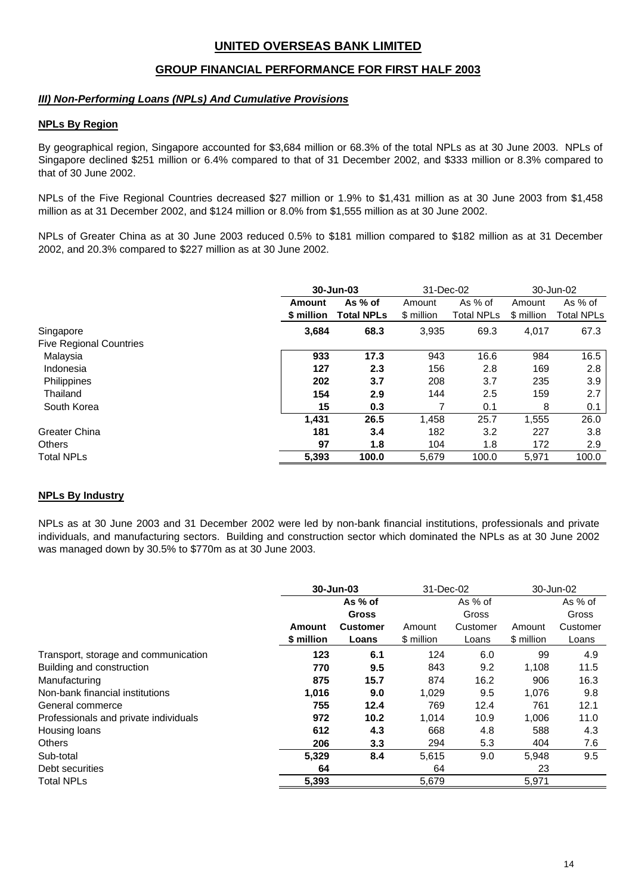# UNITED OVERSEAS BANK LIMITED

## GROUP FINANCIAL PERFORMANCE FOR FIRST HALF 2003

### ***III) Non-Performing Loans (NPLs) And Cumulative Provisions***

#### NPLs By Region

By geographical region, Singapore accounted for $3,684 million or 68.3% of the total NPLs as at 30 June 2003. NPLs of Singapore declined $251 million or 6.4% compared to that of 31 December 2002, and $333 million or 8.3% compared to that of 30 June 2002.

NPLs of the Five Regional Countries decreased $27 million or 1.9% to $1,431 million as at 30 June 2003 from $1,458 million as at 31 December 2002, and $124 million or 8.0% from $1,555 million as at 30 June 2002.

NPLs of Greater China as at 30 June 2003 reduced 0.5% to $181 million compared to $182 million as at 31 December 2002, and 20.3% compared to $227 million as at 30 June 2002.

| | **30-Jun-03** | | 31-Dec-02 | | 30-Jun-02 | |
|---|---|---|---|---|---|---|
| | **Amount $ million** | **As % of Total NPLs** | Amount $ million | As % of Total NPLs | Amount $ million | As % of Total NPLs |
| Singapore | **3,684** | **68.3** | 3,935 | 69.3 | 4,017 | 67.3 |
| Five Regional Countries | | | | | | |
| Malaysia | **933** | **17.3** | 943 | 16.6 | 984 | 16.5 |
| Indonesia | **127** | **2.3** | 156 | 2.8 | 169 | 2.8 |
| Philippines | **202** | **3.7** | 208 | 3.7 | 235 | 3.9 |
| Thailand | **154** | **2.9** | 144 | 2.5 | 159 | 2.7 |
| South Korea | **15** | **0.3** | 7 | 0.1 | 8 | 0.1 |
| | **1,431** | **26.5** | 1,458 | 25.7 | 1,555 | 26.0 |
| Greater China | **181** | **3.4** | 182 | 3.2 | 227 | 3.8 |
| Others | **97** | **1.8** | 104 | 1.8 | 172 | 2.9 |
| Total NPLs | **5,393** | **100.0** | 5,679 | 100.0 | 5,971 | 100.0 |

#### NPLs By Industry

NPLs as at 30 June 2003 and 31 December 2002 were led by non-bank financial institutions, professionals and private individuals, and manufacturing sectors. Building and construction sector which dominated the NPLs as at 30 June 2002 was managed down by 30.5% to $770m as at 30 June 2003.

| | **30-Jun-03** | | 31-Dec-02 | | 30-Jun-02 | |
|---|---|---|---|---|---|---|
| | **Amount $ million** | **As % of Gross Customer Loans** | Amount $ million | As % of Gross Customer Loans | Amount $ million | As % of Gross Customer Loans |
| Transport, storage and communication | **123** | **6.1** | 124 | 6.0 | 99 | 4.9 |
| Building and construction | **770** | **9.5** | 843 | 9.2 | 1,108 | 11.5 |
| Manufacturing | **875** | **15.7** | 874 | 16.2 | 906 | 16.3 |
| Non-bank financial institutions | **1,016** | **9.0** | 1,029 | 9.5 | 1,076 | 9.8 |
| General commerce | **755** | **12.4** | 769 | 12.4 | 761 | 12.1 |
| Professionals and private individuals | **972** | **10.2** | 1,014 | 10.9 | 1,006 | 11.0 |
| Housing loans | **612** | **4.3** | 668 | 4.8 | 588 | 4.3 |
| Others | **206** | **3.3** | 294 | 5.3 | 404 | 7.6 |
| Sub-total | **5,329** | **8.4** | 5,615 | 9.0 | 5,948 | 9.5 |
| Debt securities | **64** | | 64 | | 23 | |
| Total NPLs | **5,393** | | 5,679 | | 5,971 | |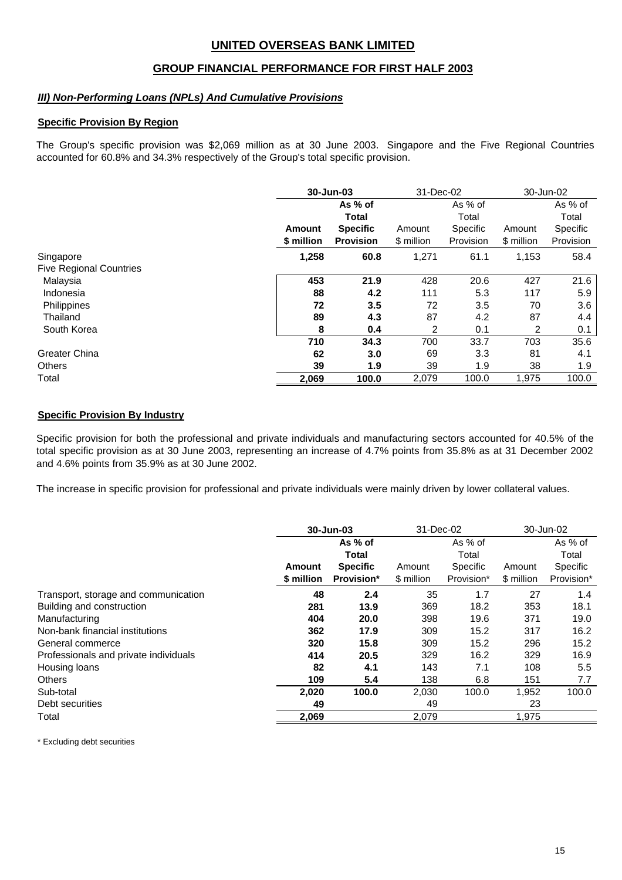# UNITED OVERSEAS BANK LIMITED

## GROUP FINANCIAL PERFORMANCE FOR FIRST HALF 2003

### *III) Non-Performing Loans (NPLs) And Cumulative Provisions*

#### Specific Provision By Region

The Group's specific provision was $2,069 million as at 30 June 2003. Singapore and the Five Regional Countries accounted for 60.8% and 34.3% respectively of the Group's total specific provision.

| | **30-Jun-03** | | 31-Dec-02 | | 30-Jun-02 | |
|---|---|---|---|---|---|---|
| | **Amount \$ million** | **As % of Total Specific Provision** | Amount \$ million | As % of Total Specific Provision | Amount \$ million | As % of Total Specific Provision |
| Singapore | **1,258** | **60.8** | 1,271 | 61.1 | 1,153 | 58.4 |
| Five Regional Countries | | | | | | |
| Malaysia | **453** | **21.9** | 428 | 20.6 | 427 | 21.6 |
| Indonesia | **88** | **4.2** | 111 | 5.3 | 117 | 5.9 |
| Philippines | **72** | **3.5** | 72 | 3.5 | 70 | 3.6 |
| Thailand | **89** | **4.3** | 87 | 4.2 | 87 | 4.4 |
| South Korea | **8** | **0.4** | 2 | 0.1 | 2 | 0.1 |
| | **710** | **34.3** | 700 | 33.7 | 703 | 35.6 |
| Greater China | **62** | **3.0** | 69 | 3.3 | 81 | 4.1 |
| Others | **39** | **1.9** | 39 | 1.9 | 38 | 1.9 |
| Total | **2,069** | **100.0** | 2,079 | 100.0 | 1,975 | 100.0 |

#### Specific Provision By Industry

Specific provision for both the professional and private individuals and manufacturing sectors accounted for 40.5% of the total specific provision as at 30 June 2003, representing an increase of 4.7% points from 35.8% as at 31 December 2002 and 4.6% points from 35.9% as at 30 June 2002.

The increase in specific provision for professional and private individuals were mainly driven by lower collateral values.

| | **30-Jun-03** | | 31-Dec-02 | | 30-Jun-02 | |
|---|---|---|---|---|---|---|
| | **Amount \$ million** | **As % of Total Specific Provision*** | Amount \$ million | As % of Total Specific Provision* | Amount \$ million | As % of Total Specific Provision* |
| Transport, storage and communication | **48** | **2.4** | 35 | 1.7 | 27 | 1.4 |
| Building and construction | **281** | **13.9** | 369 | 18.2 | 353 | 18.1 |
| Manufacturing | **404** | **20.0** | 398 | 19.6 | 371 | 19.0 |
| Non-bank financial institutions | **362** | **17.9** | 309 | 15.2 | 317 | 16.2 |
| General commerce | **320** | **15.8** | 309 | 15.2 | 296 | 15.2 |
| Professionals and private individuals | **414** | **20.5** | 329 | 16.2 | 329 | 16.9 |
| Housing loans | **82** | **4.1** | 143 | 7.1 | 108 | 5.5 |
| Others | **109** | **5.4** | 138 | 6.8 | 151 | 7.7 |
| Sub-total | **2,020** | **100.0** | 2,030 | 100.0 | 1,952 | 100.0 |
| Debt securities | **49** | | 49 | | 23 | |
| Total | **2,069** | | 2,079 | | 1,975 | |

\* Excluding debt securities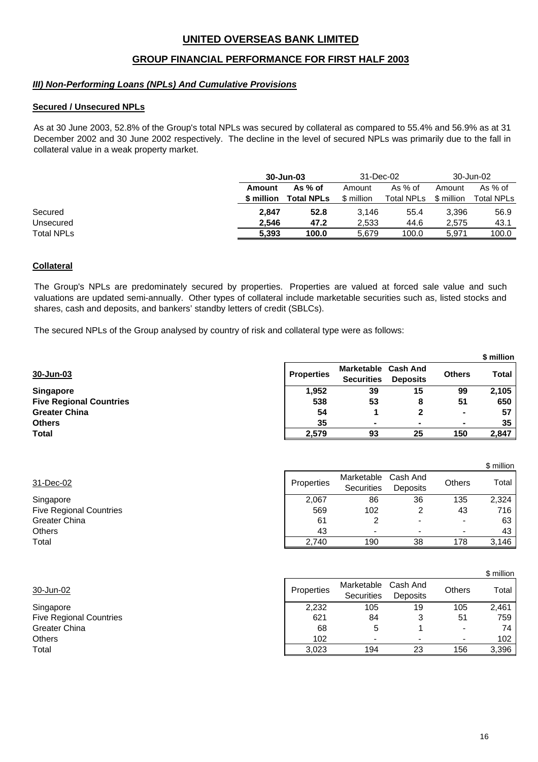# UNITED OVERSEAS BANK LIMITED

## GROUP FINANCIAL PERFORMANCE FOR FIRST HALF 2003

### *III) Non-Performing Loans (NPLs) And Cumulative Provisions*

#### Secured / Unsecured NPLs

As at 30 June 2003, 52.8% of the Group's total NPLs was secured by collateral as compared to 55.4% and 56.9% as at 31 December 2002 and 30 June 2002 respectively. The decline in the level of secured NPLs was primarily due to the fall in collateral value in a weak property market.

| | **30-Jun-03** | | 31-Dec-02 | | 30-Jun-02 | |
|---|---|---|---|---|---|---|
| | **Amount $ million** | **As % of Total NPLs** | Amount $ million | As % of Total NPLs | Amount $ million | As % of Total NPLs |
| Secured | **2,847** | **52.8** | 3,146 | 55.4 | 3,396 | 56.9 |
| Unsecured | **2,546** | **47.2** | 2,533 | 44.6 | 2,575 | 43.1 |
| Total NPLs | **5,393** | **100.0** | 5,679 | 100.0 | 5,971 | 100.0 |

#### Collateral

The Group's NPLs are predominately secured by properties. Properties are valued at forced sale value and such valuations are updated semi-annually. Other types of collateral include marketable securities such as, listed stocks and shares, cash and deposits, and bankers' standby letters of credit (SBLCs).

The secured NPLs of the Group analysed by country of risk and collateral type were as follows:

**$ million**

| **30-Jun-03** | **Properties** | **Marketable Securities** | **Cash And Deposits** | **Others** | **Total** |
|---|---|---|---|---|---|
| **Singapore** | **1,952** | **39** | **15** | **99** | **2,105** |
| **Five Regional Countries** | **538** | **53** | **8** | **51** | **650** |
| **Greater China** | **54** | **1** | **2** | **-** | **57** |
| **Others** | **35** | **-** | **-** | **-** | **35** |
| **Total** | **2,579** | **93** | **25** | **150** | **2,847** |

$ million

| 31-Dec-02 | Properties | Marketable Securities | Cash And Deposits | Others | Total |
|---|---|---|---|---|---|
| Singapore | 2,067 | 86 | 36 | 135 | 2,324 |
| Five Regional Countries | 569 | 102 | 2 | 43 | 716 |
| Greater China | 61 | 2 | - | - | 63 |
| Others | 43 | - | - | - | 43 |
| Total | 2,740 | 190 | 38 | 178 | 3,146 |

$ million

| 30-Jun-02 | Properties | Marketable Securities | Cash And Deposits | Others | Total |
|---|---|---|---|---|---|
| Singapore | 2,232 | 105 | 19 | 105 | 2,461 |
| Five Regional Countries | 621 | 84 | 3 | 51 | 759 |
| Greater China | 68 | 5 | 1 | - | 74 |
| Others | 102 | - | - | - | 102 |
| Total | 3,023 | 194 | 23 | 156 | 3,396 |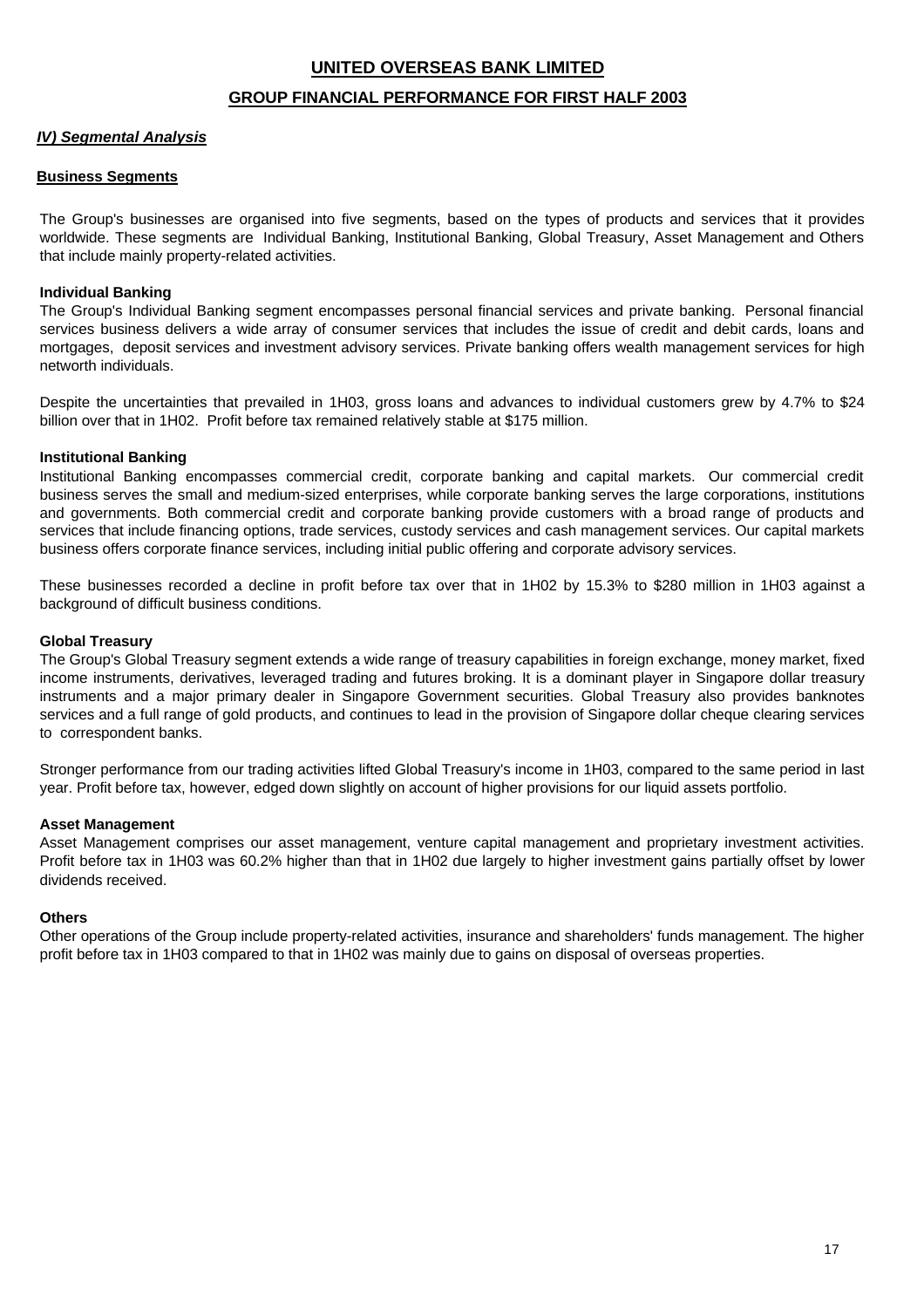# UNITED OVERSEAS BANK LIMITED

## GROUP FINANCIAL PERFORMANCE FOR FIRST HALF 2003

### *IV) Segmental Analysis*

### Business Segments

The Group's businesses are organised into five segments, based on the types of products and services that it provides worldwide. These segments are Individual Banking, Institutional Banking, Global Treasury, Asset Management and Others that include mainly property-related activities.

**Individual Banking**

The Group's Individual Banking segment encompasses personal financial services and private banking. Personal financial services business delivers a wide array of consumer services that includes the issue of credit and debit cards, loans and mortgages, deposit services and investment advisory services. Private banking offers wealth management services for high networth individuals.

Despite the uncertainties that prevailed in 1H03, gross loans and advances to individual customers grew by 4.7% to $24 billion over that in 1H02. Profit before tax remained relatively stable at $175 million.

**Institutional Banking**

Institutional Banking encompasses commercial credit, corporate banking and capital markets. Our commercial credit business serves the small and medium-sized enterprises, while corporate banking serves the large corporations, institutions and governments. Both commercial credit and corporate banking provide customers with a broad range of products and services that include financing options, trade services, custody services and cash management services. Our capital markets business offers corporate finance services, including initial public offering and corporate advisory services.

These businesses recorded a decline in profit before tax over that in 1H02 by 15.3% to $280 million in 1H03 against a background of difficult business conditions.

**Global Treasury**

The Group's Global Treasury segment extends a wide range of treasury capabilities in foreign exchange, money market, fixed income instruments, derivatives, leveraged trading and futures broking. It is a dominant player in Singapore dollar treasury instruments and a major primary dealer in Singapore Government securities. Global Treasury also provides banknotes services and a full range of gold products, and continues to lead in the provision of Singapore dollar cheque clearing services to correspondent banks.

Stronger performance from our trading activities lifted Global Treasury's income in 1H03, compared to the same period in last year. Profit before tax, however, edged down slightly on account of higher provisions for our liquid assets portfolio.

**Asset Management**

Asset Management comprises our asset management, venture capital management and proprietary investment activities. Profit before tax in 1H03 was 60.2% higher than that in 1H02 due largely to higher investment gains partially offset by lower dividends received.

**Others**

Other operations of the Group include property-related activities, insurance and shareholders' funds management. The higher profit before tax in 1H03 compared to that in 1H02 was mainly due to gains on disposal of overseas properties.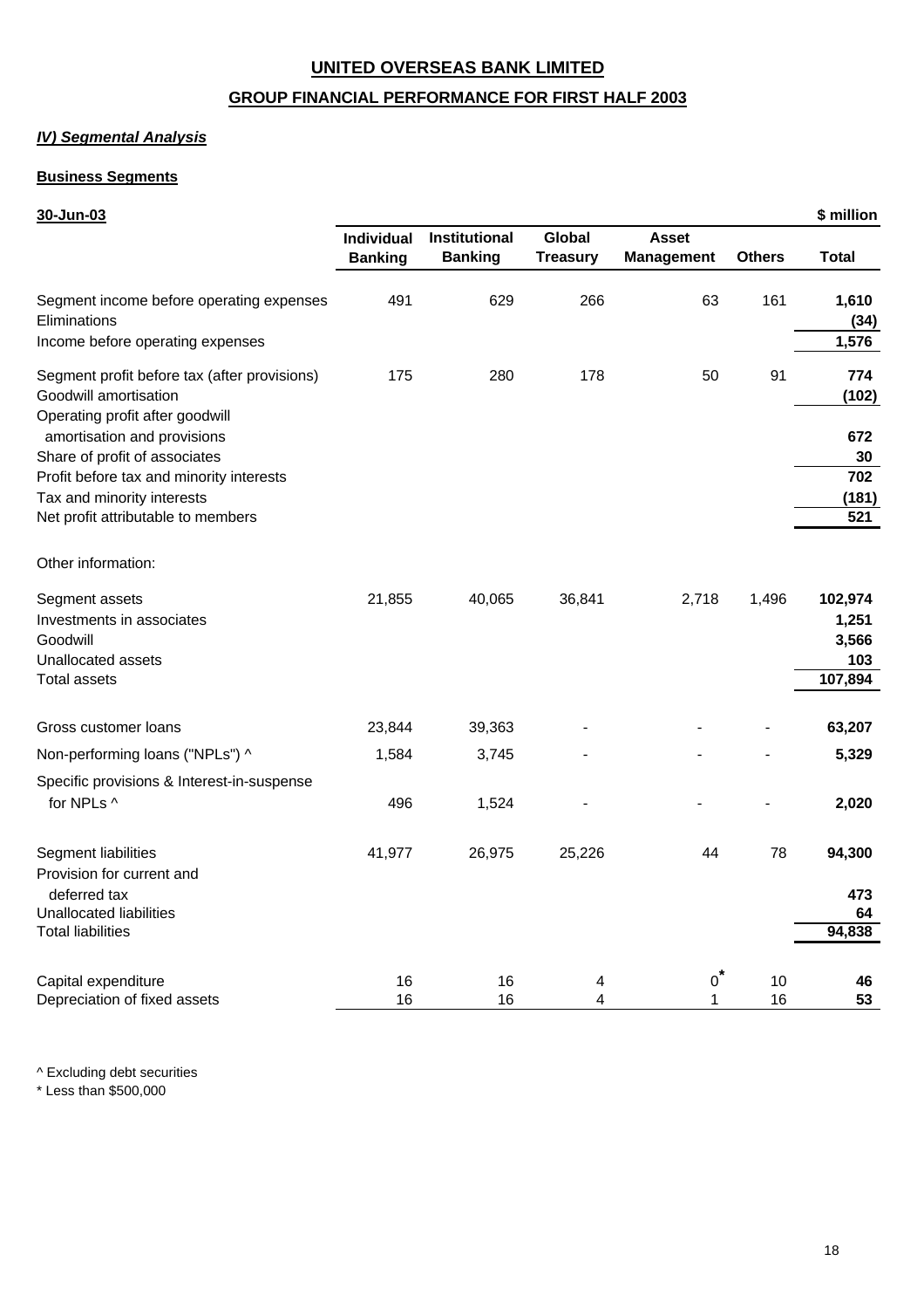# UNITED OVERSEAS BANK LIMITED

## GROUP FINANCIAL PERFORMANCE FOR FIRST HALF 2003

### *IV) Segmental Analysis*

**Business Segments**

| 30-Jun-03 | Individual Banking | Institutional Banking | Global Treasury | Asset Management | Others | $ million Total |
|---|---|---|---|---|---|---|
| Segment income before operating expenses | 491 | 629 | 266 | 63 | 161 | **1,610** |
| Eliminations | | | | | | **(34)** |
| Income before operating expenses | | | | | | **1,576** |
| Segment profit before tax (after provisions) | 175 | 280 | 178 | 50 | 91 | **774** |
| Goodwill amortisation | | | | | | **(102)** |
| Operating profit after goodwill amortisation and provisions | | | | | | **672** |
| Share of profit of associates | | | | | | **30** |
| Profit before tax and minority interests | | | | | | **702** |
| Tax and minority interests | | | | | | **(181)** |
| Net profit attributable to members | | | | | | **521** |
| Other information: | | | | | | |
| Segment assets | 21,855 | 40,065 | 36,841 | 2,718 | 1,496 | **102,974** |
| Investments in associates | | | | | | **1,251** |
| Goodwill | | | | | | **3,566** |
| Unallocated assets | | | | | | **103** |
| Total assets | | | | | | **107,894** |
| Gross customer loans | 23,844 | 39,363 | - | - | - | **63,207** |
| Non-performing loans ("NPLs") ^ | 1,584 | 3,745 | - | - | - | **5,329** |
| Specific provisions & Interest-in-suspense for NPLs ^ | 496 | 1,524 | - | - | - | **2,020** |
| Segment liabilities | 41,977 | 26,975 | 25,226 | 44 | 78 | **94,300** |
| Provision for current and deferred tax | | | | | | **473** |
| Unallocated liabilities | | | | | | **64** |
| Total liabilities | | | | | | **94,838** |
| Capital expenditure | 16 | 16 | 4 | 0* | 10 | **46** |
| Depreciation of fixed assets | 16 | 16 | 4 | 1 | 16 | **53** |

^ Excluding debt securities

* Less than $500,000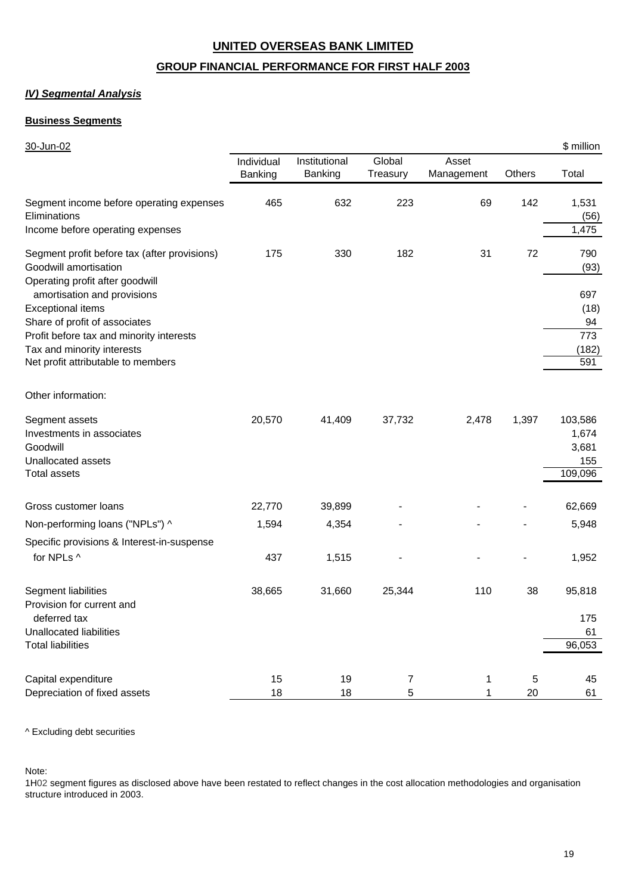# UNITED OVERSEAS BANK LIMITED

## GROUP FINANCIAL PERFORMANCE FOR FIRST HALF 2003

### *IV) Segmental Analysis*

**Business Segments**

| 30-Jun-02 | | | | | | $ million |
|---|---|---|---|---|---|---|
| | Individual Banking | Institutional Banking | Global Treasury | Asset Management | Others | Total |
| Segment income before operating expenses | 465 | 632 | 223 | 69 | 142 | 1,531 |
| Eliminations | | | | | | (56) |
| Income before operating expenses | | | | | | 1,475 |
| Segment profit before tax (after provisions) | 175 | 330 | 182 | 31 | 72 | 790 |
| Goodwill amortisation | | | | | | (93) |
| Operating profit after goodwill amortisation and provisions | | | | | | 697 |
| Exceptional items | | | | | | (18) |
| Share of profit of associates | | | | | | 94 |
| Profit before tax and minority interests | | | | | | 773 |
| Tax and minority interests | | | | | | (182) |
| Net profit attributable to members | | | | | | 591 |
| Other information: | | | | | | |
| Segment assets | 20,570 | 41,409 | 37,732 | 2,478 | 1,397 | 103,586 |
| Investments in associates | | | | | | 1,674 |
| Goodwill | | | | | | 3,681 |
| Unallocated assets | | | | | | 155 |
| Total assets | | | | | | 109,096 |
| Gross customer loans | 22,770 | 39,899 | - | - | - | 62,669 |
| Non-performing loans ("NPLs") ^ | 1,594 | 4,354 | - | - | - | 5,948 |
| Specific provisions & Interest-in-suspense for NPLs ^ | 437 | 1,515 | - | - | - | 1,952 |
| Segment liabilities | 38,665 | 31,660 | 25,344 | 110 | 38 | 95,818 |
| Provision for current and deferred tax | | | | | | 175 |
| Unallocated liabilities | | | | | | 61 |
| Total liabilities | | | | | | 96,053 |
| Capital expenditure | 15 | 19 | 7 | 1 | 5 | 45 |
| Depreciation of fixed assets | 18 | 18 | 5 | 1 | 20 | 61 |

^ Excluding debt securities

Note:
1H02 segment figures as disclosed above have been restated to reflect changes in the cost allocation methodologies and organisation structure introduced in 2003.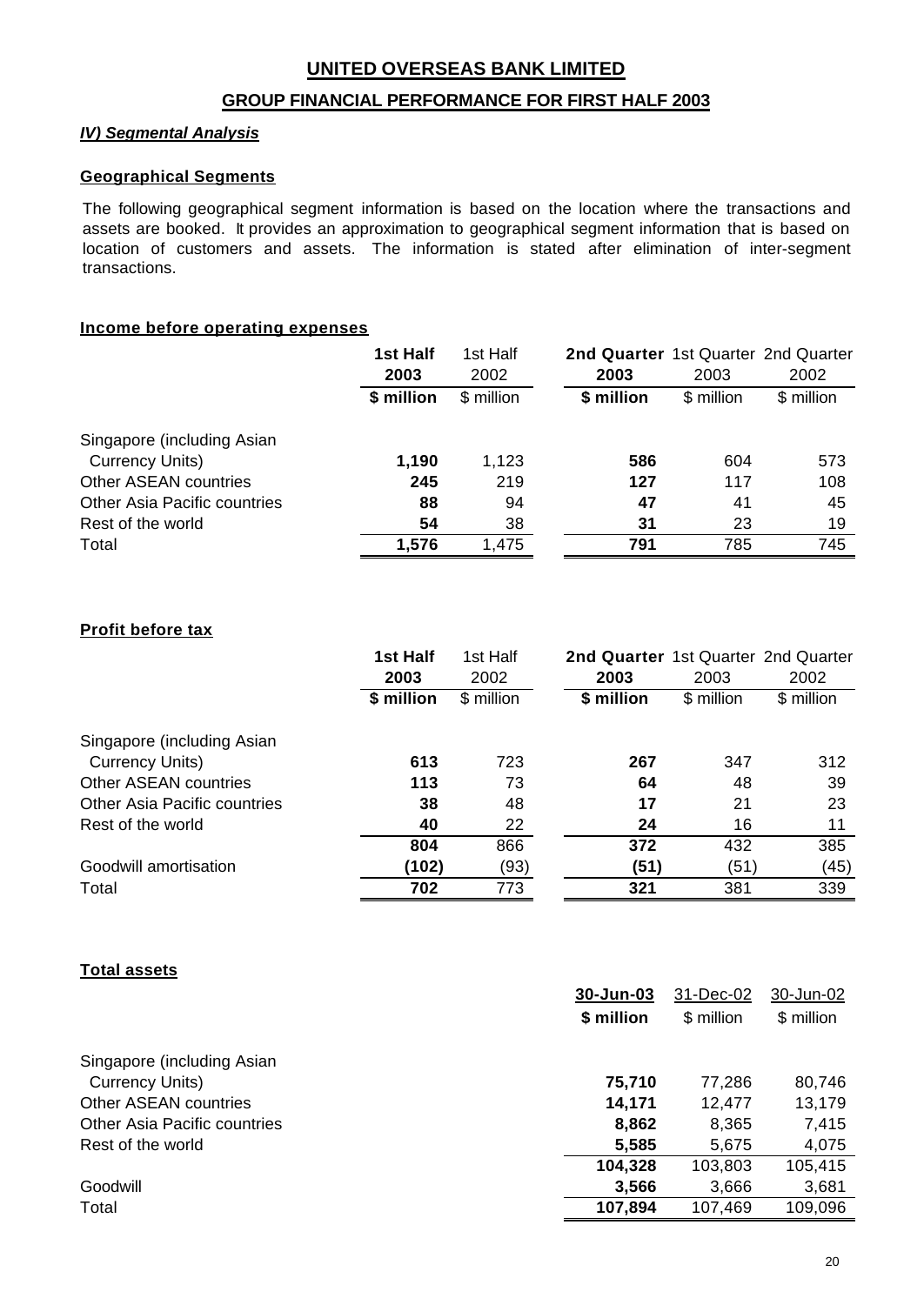# UNITED OVERSEAS BANK LIMITED

## GROUP FINANCIAL PERFORMANCE FOR FIRST HALF 2003

### *IV) Segmental Analysis*

### Geographical Segments

The following geographical segment information is based on the location where the transactions and assets are booked. It provides an approximation to geographical segment information that is based on location of customers and assets. The information is stated after elimination of inter-segment transactions.

#### Income before operating expenses

| | **1st Half 2003** | 1st Half 2002 | **2nd Quarter 2003** | 1st Quarter 2003 | 2nd Quarter 2002 |
|---|---|---|---|---|---|
| | **\$ million** | \$ million | **\$ million** | \$ million | \$ million |
| Singapore (including Asian Currency Units) | **1,190** | 1,123 | **586** | 604 | 573 |
| Other ASEAN countries | **245** | 219 | **127** | 117 | 108 |
| Other Asia Pacific countries | **88** | 94 | **47** | 41 | 45 |
| Rest of the world | **54** | 38 | **31** | 23 | 19 |
| Total | **1,576** | 1,475 | **791** | 785 | 745 |

#### Profit before tax

| | **1st Half 2003** | 1st Half 2002 | **2nd Quarter 2003** | 1st Quarter 2003 | 2nd Quarter 2002 |
|---|---|---|---|---|---|
| | **\$ million** | \$ million | **\$ million** | \$ million | \$ million |
| Singapore (including Asian Currency Units) | **613** | 723 | **267** | 347 | 312 |
| Other ASEAN countries | **113** | 73 | **64** | 48 | 39 |
| Other Asia Pacific countries | **38** | 48 | **17** | 21 | 23 |
| Rest of the world | **40** | 22 | **24** | 16 | 11 |
| | **804** | 866 | **372** | 432 | 385 |
| Goodwill amortisation | **(102)** | (93) | **(51)** | (51) | (45) |
| Total | **702** | 773 | **321** | 381 | 339 |

#### Total assets

| | **30-Jun-03** | 31-Dec-02 | 30-Jun-02 |
|---|---|---|---|
| | **\$ million** | \$ million | \$ million |
| Singapore (including Asian Currency Units) | **75,710** | 77,286 | 80,746 |
| Other ASEAN countries | **14,171** | 12,477 | 13,179 |
| Other Asia Pacific countries | **8,862** | 8,365 | 7,415 |
| Rest of the world | **5,585** | 5,675 | 4,075 |
| | **104,328** | 103,803 | 105,415 |
| Goodwill | **3,566** | 3,666 | 3,681 |
| Total | **107,894** | 107,469 | 109,096 |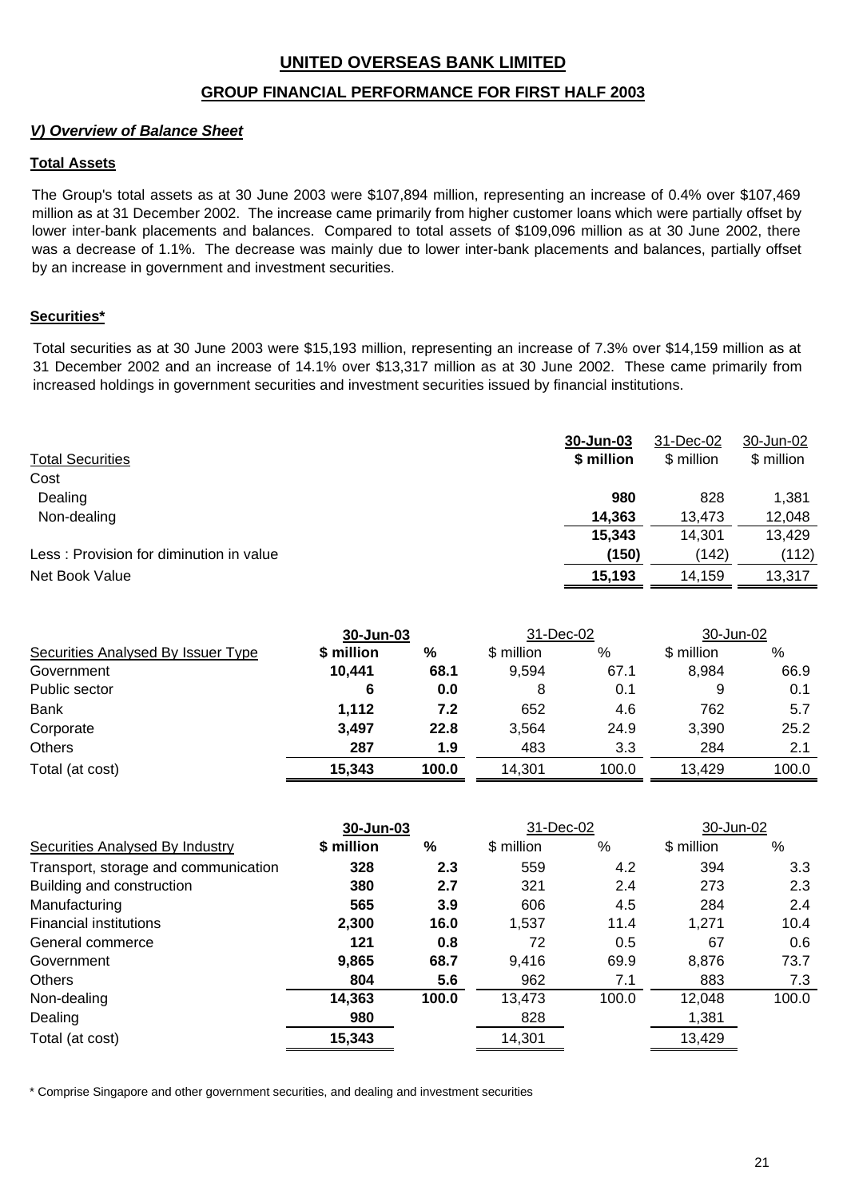# UNITED OVERSEAS BANK LIMITED

## GROUP FINANCIAL PERFORMANCE FOR FIRST HALF 2003

### *V) Overview of Balance Sheet*

**Total Assets**

The Group's total assets as at 30 June 2003 were $107,894 million, representing an increase of 0.4% over $107,469 million as at 31 December 2002. The increase came primarily from higher customer loans which were partially offset by lower inter-bank placements and balances. Compared to total assets of $109,096 million as at 30 June 2002, there was a decrease of 1.1%. The decrease was mainly due to lower inter-bank placements and balances, partially offset by an increase in government and investment securities.

**Securities***

Total securities as at 30 June 2003 were $15,193 million, representing an increase of 7.3% over $14,159 million as at 31 December 2002 and an increase of 14.1% over $13,317 million as at 30 June 2002. These came primarily from increased holdings in government securities and investment securities issued by financial institutions.

| Total Securities | 30-Jun-03 $ million | 31-Dec-02 $ million | 30-Jun-02 $ million |
|---|---|---|---|
| Cost | | | |
| Dealing | **980** | 828 | 1,381 |
| Non-dealing | **14,363** | 13,473 | 12,048 |
| | **15,343** | 14,301 | 13,429 |
| Less : Provision for diminution in value | **(150)** | (142) | (112) |
| Net Book Value | **15,193** | 14,159 | 13,317 |

| | 30-Jun-03 | | 31-Dec-02 | | 30-Jun-02 | |
|---|---|---|---|---|---|---|
| Securities Analysed By Issuer Type | $ million | % | $ million | % | $ million | % |
| Government | **10,441** | **68.1** | 9,594 | 67.1 | 8,984 | 66.9 |
| Public sector | **6** | **0.0** | 8 | 0.1 | 9 | 0.1 |
| Bank | **1,112** | **7.2** | 652 | 4.6 | 762 | 5.7 |
| Corporate | **3,497** | **22.8** | 3,564 | 24.9 | 3,390 | 25.2 |
| Others | **287** | **1.9** | 483 | 3.3 | 284 | 2.1 |
| Total (at cost) | **15,343** | **100.0** | 14,301 | 100.0 | 13,429 | 100.0 |

| | 30-Jun-03 | | 31-Dec-02 | | 30-Jun-02 | |
|---|---|---|---|---|---|---|
| Securities Analysed By Industry | $ million | % | $ million | % | $ million | % |
| Transport, storage and communication | **328** | **2.3** | 559 | 4.2 | 394 | 3.3 |
| Building and construction | **380** | **2.7** | 321 | 2.4 | 273 | 2.3 |
| Manufacturing | **565** | **3.9** | 606 | 4.5 | 284 | 2.4 |
| Financial institutions | **2,300** | **16.0** | 1,537 | 11.4 | 1,271 | 10.4 |
| General commerce | **121** | **0.8** | 72 | 0.5 | 67 | 0.6 |
| Government | **9,865** | **68.7** | 9,416 | 69.9 | 8,876 | 73.7 |
| Others | **804** | **5.6** | 962 | 7.1 | 883 | 7.3 |
| Non-dealing | **14,363** | **100.0** | 13,473 | 100.0 | 12,048 | 100.0 |
| Dealing | **980** | | 828 | | 1,381 | |
| Total (at cost) | **15,343** | | 14,301 | | 13,429 | |

\* Comprise Singapore and other government securities, and dealing and investment securities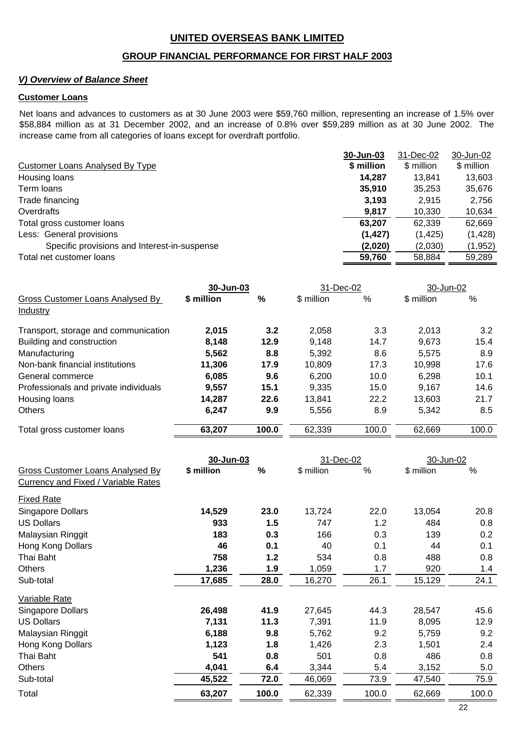# UNITED OVERSEAS BANK LIMITED

## GROUP FINANCIAL PERFORMANCE FOR FIRST HALF 2003

### *V) Overview of Balance Sheet*

**Customer Loans**

Net loans and advances to customers as at 30 June 2003 were $59,760 million, representing an increase of 1.5% over $58,884 million as at 31 December 2002, and an increase of 0.8% over $59,289 million as at 30 June 2002. The increase came from all categories of loans except for overdraft portfolio.

| Customer Loans Analysed By Type | **30-Jun-03**<br>**$ million** | 31-Dec-02<br>$ million | 30-Jun-02<br>$ million |
|---|---|---|---|
| Housing loans | **14,287** | 13,841 | 13,603 |
| Term loans | **35,910** | 35,253 | 35,676 |
| Trade financing | **3,193** | 2,915 | 2,756 |
| Overdrafts | **9,817** | 10,330 | 10,634 |
| Total gross customer loans | **63,207** | 62,339 | 62,669 |
| Less: General provisions | **(1,427)** | (1,425) | (1,428) |
| Specific provisions and Interest-in-suspense | **(2,020)** | (2,030) | (1,952) |
| Total net customer loans | **59,760** | 58,884 | 59,289 |

| Gross Customer Loans Analysed By Industry | **30-Jun-03** | | 31-Dec-02 | | 30-Jun-02 | |
|---|---|---|---|---|---|---|
| | **$ million** | **%** | $ million | % | $ million | % |
| Transport, storage and communication | **2,015** | **3.2** | 2,058 | 3.3 | 2,013 | 3.2 |
| Building and construction | **8,148** | **12.9** | 9,148 | 14.7 | 9,673 | 15.4 |
| Manufacturing | **5,562** | **8.8** | 5,392 | 8.6 | 5,575 | 8.9 |
| Non-bank financial institutions | **11,306** | **17.9** | 10,809 | 17.3 | 10,998 | 17.6 |
| General commerce | **6,085** | **9.6** | 6,200 | 10.0 | 6,298 | 10.1 |
| Professionals and private individuals | **9,557** | **15.1** | 9,335 | 15.0 | 9,167 | 14.6 |
| Housing loans | **14,287** | **22.6** | 13,841 | 22.2 | 13,603 | 21.7 |
| Others | **6,247** | **9.9** | 5,556 | 8.9 | 5,342 | 8.5 |
| Total gross customer loans | **63,207** | **100.0** | 62,339 | 100.0 | 62,669 | 100.0 |

| Gross Customer Loans Analysed By Currency and Fixed / Variable Rates | **30-Jun-03** | | 31-Dec-02 | | 30-Jun-02 | |
|---|---|---|---|---|---|---|
| | **$ million** | **%** | $ million | % | $ million | % |
| Fixed Rate | | | | | | |
| Singapore Dollars | **14,529** | **23.0** | 13,724 | 22.0 | 13,054 | 20.8 |
| US Dollars | **933** | **1.5** | 747 | 1.2 | 484 | 0.8 |
| Malaysian Ringgit | **183** | **0.3** | 166 | 0.3 | 139 | 0.2 |
| Hong Kong Dollars | **46** | **0.1** | 40 | 0.1 | 44 | 0.1 |
| Thai Baht | **758** | **1.2** | 534 | 0.8 | 488 | 0.8 |
| Others | **1,236** | **1.9** | 1,059 | 1.7 | 920 | 1.4 |
| Sub-total | **17,685** | **28.0** | 16,270 | 26.1 | 15,129 | 24.1 |
| Variable Rate | | | | | | |
| Singapore Dollars | **26,498** | **41.9** | 27,645 | 44.3 | 28,547 | 45.6 |
| US Dollars | **7,131** | **11.3** | 7,391 | 11.9 | 8,095 | 12.9 |
| Malaysian Ringgit | **6,188** | **9.8** | 5,762 | 9.2 | 5,759 | 9.2 |
| Hong Kong Dollars | **1,123** | **1.8** | 1,426 | 2.3 | 1,501 | 2.4 |
| Thai Baht | **541** | **0.8** | 501 | 0.8 | 486 | 0.8 |
| Others | **4,041** | **6.4** | 3,344 | 5.4 | 3,152 | 5.0 |
| Sub-total | **45,522** | **72.0** | 46,069 | 73.9 | 47,540 | 75.9 |
| Total | **63,207** | **100.0** | 62,339 | 100.0 | 62,669 | 100.0 |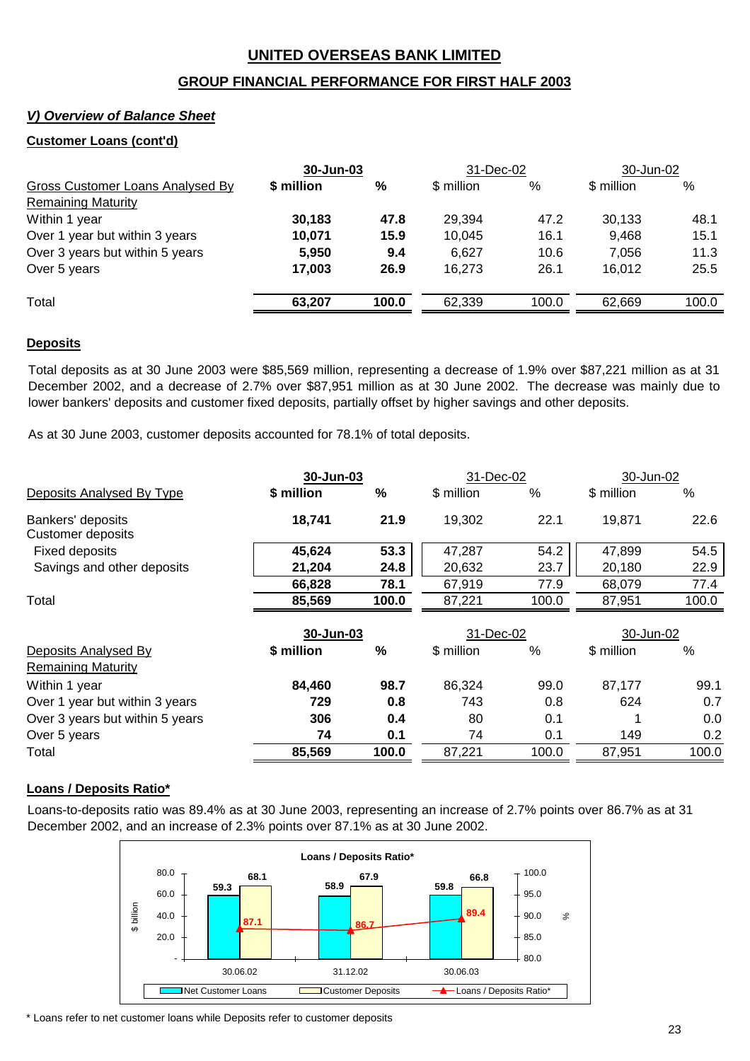# UNITED OVERSEAS BANK LIMITED

## GROUP FINANCIAL PERFORMANCE FOR FIRST HALF 2003

### *V) Overview of Balance Sheet*

**Customer Loans (cont'd)**

| Gross Customer Loans Analysed By Remaining Maturity | 30-Jun-03 | | 31-Dec-02 | | 30-Jun-02 | |
|---|---|---|---|---|---|---|
| | **$ million** | **%** | $ million | % | $ million | % |
| Within 1 year | **30,183** | **47.8** | 29,394 | 47.2 | 30,133 | 48.1 |
| Over 1 year but within 3 years | **10,071** | **15.9** | 10,045 | 16.1 | 9,468 | 15.1 |
| Over 3 years but within 5 years | **5,950** | **9.4** | 6,627 | 10.6 | 7,056 | 11.3 |
| Over 5 years | **17,003** | **26.9** | 16,273 | 26.1 | 16,012 | 25.5 |
| Total | **63,207** | **100.0** | 62,339 | 100.0 | 62,669 | 100.0 |

**Deposits**

Total deposits as at 30 June 2003 were $85,569 million, representing a decrease of 1.9% over $87,221 million as at 31 December 2002, and a decrease of 2.7% over $87,951 million as at 30 June 2002. The decrease was mainly due to lower bankers' deposits and customer fixed deposits, partially offset by higher savings and other deposits.

As at 30 June 2003, customer deposits accounted for 78.1% of total deposits.

| Deposits Analysed By Type | 30-Jun-03 | | 31-Dec-02 | | 30-Jun-02 | |
|---|---|---|---|---|---|---|
| | **$ million** | **%** | $ million | % | $ million | % |
| Bankers' deposits | **18,741** | **21.9** | 19,302 | 22.1 | 19,871 | 22.6 |
| Customer deposits | | | | | | |
| Fixed deposits | **45,624** | **53.3** | 47,287 | 54.2 | 47,899 | 54.5 |
| Savings and other deposits | **21,204** | **24.8** | 20,632 | 23.7 | 20,180 | 22.9 |
| | **66,828** | **78.1** | 67,919 | 77.9 | 68,079 | 77.4 |
| Total | **85,569** | **100.0** | 87,221 | 100.0 | 87,951 | 100.0 |

| Deposits Analysed By Remaining Maturity | 30-Jun-03 | | 31-Dec-02 | | 30-Jun-02 | |
|---|---|---|---|---|---|---|
| | **$ million** | **%** | $ million | % | $ million | % |
| Within 1 year | **84,460** | **98.7** | 86,324 | 99.0 | 87,177 | 99.1 |
| Over 1 year but within 3 years | **729** | **0.8** | 743 | 0.8 | 624 | 0.7 |
| Over 3 years but within 5 years | **306** | **0.4** | 80 | 0.1 | 1 | 0.0 |
| Over 5 years | **74** | **0.1** | 74 | 0.1 | 149 | 0.2 |
| Total | **85,569** | **100.0** | 87,221 | 100.0 | 87,951 | 100.0 |

**Loans / Deposits Ratio***

Loans-to-deposits ratio was 89.4% as at 30 June 2003, representing an increase of 2.7% points over 86.7% as at 31 December 2002, and an increase of 2.3% points over 87.1% as at 30 June 2002.

**Loans / Deposits Ratio***

| | 30.06.02 | 31.12.02 | 30.06.03 |
|---|---|---|---|
| Net Customer Loans ($ billion) | 59.3 | 58.9 | 59.8 |
| Customer Deposits ($ billion) | 68.1 | 67.9 | 66.8 |
| Loans / Deposits Ratio* (%) | 87.1 | 86.7 | 89.4 |

\* Loans refer to net customer loans while Deposits refer to customer deposits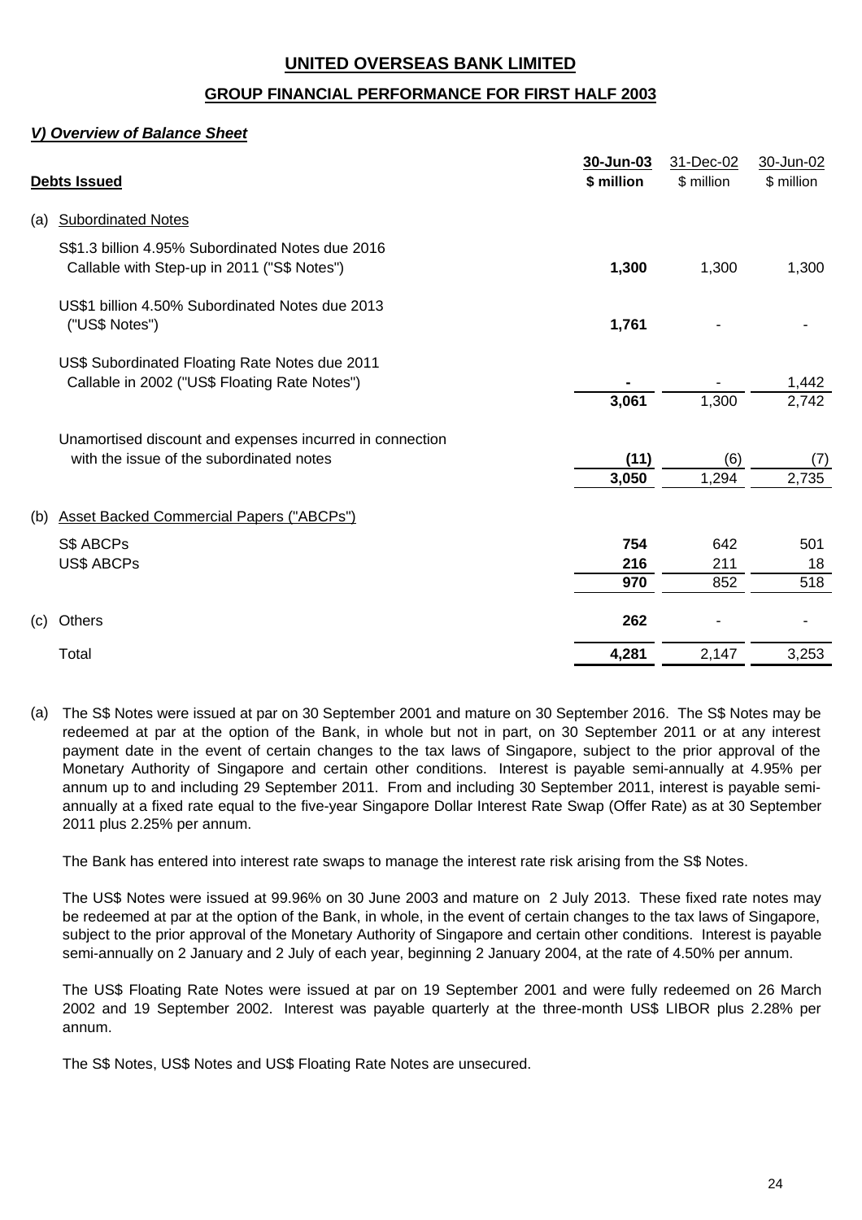# UNITED OVERSEAS BANK LIMITED

## GROUP FINANCIAL PERFORMANCE FOR FIRST HALF 2003

### *V) Overview of Balance Sheet*

| **Debts Issued** | **30-Jun-03 \$ million** | 31-Dec-02 \$ million | 30-Jun-02 \$ million |
|---|---|---|---|
| (a) Subordinated Notes | | | |
| S\$1.3 billion 4.95% Subordinated Notes due 2016 Callable with Step-up in 2011 ("S\$ Notes") | **1,300** | 1,300 | 1,300 |
| US\$1 billion 4.50% Subordinated Notes due 2013 ("US\$ Notes") | **1,761** | - | - |
| US\$ Subordinated Floating Rate Notes due 2011 Callable in 2002 ("US\$ Floating Rate Notes") | **-** | - | 1,442 |
| | **3,061** | 1,300 | 2,742 |
| Unamortised discount and expenses incurred in connection with the issue of the subordinated notes | **(11)** | (6) | (7) |
| | **3,050** | 1,294 | 2,735 |
| (b) Asset Backed Commercial Papers ("ABCPs") | | | |
| S\$ ABCPs | **754** | 642 | 501 |
| US\$ ABCPs | **216** | 211 | 18 |
| | **970** | 852 | 518 |
| (c) Others | **262** | - | - |
| Total | **4,281** | 2,147 | 3,253 |

(a) The S$ Notes were issued at par on 30 September 2001 and mature on 30 September 2016. The S$ Notes may be redeemed at par at the option of the Bank, in whole but not in part, on 30 September 2011 or at any interest payment date in the event of certain changes to the tax laws of Singapore, subject to the prior approval of the Monetary Authority of Singapore and certain other conditions. Interest is payable semi-annually at 4.95% per annum up to and including 29 September 2011. From and including 30 September 2011, interest is payable semi-annually at a fixed rate equal to the five-year Singapore Dollar Interest Rate Swap (Offer Rate) as at 30 September 2011 plus 2.25% per annum.

The Bank has entered into interest rate swaps to manage the interest rate risk arising from the S$ Notes.

The US$ Notes were issued at 99.96% on 30 June 2003 and mature on 2 July 2013. These fixed rate notes may be redeemed at par at the option of the Bank, in whole, in the event of certain changes to the tax laws of Singapore, subject to the prior approval of the Monetary Authority of Singapore and certain other conditions. Interest is payable semi-annually on 2 January and 2 July of each year, beginning 2 January 2004, at the rate of 4.50% per annum.

The US$ Floating Rate Notes were issued at par on 19 September 2001 and were fully redeemed on 26 March 2002 and 19 September 2002. Interest was payable quarterly at the three-month US$ LIBOR plus 2.28% per annum.

The S$ Notes, US$ Notes and US$ Floating Rate Notes are unsecured.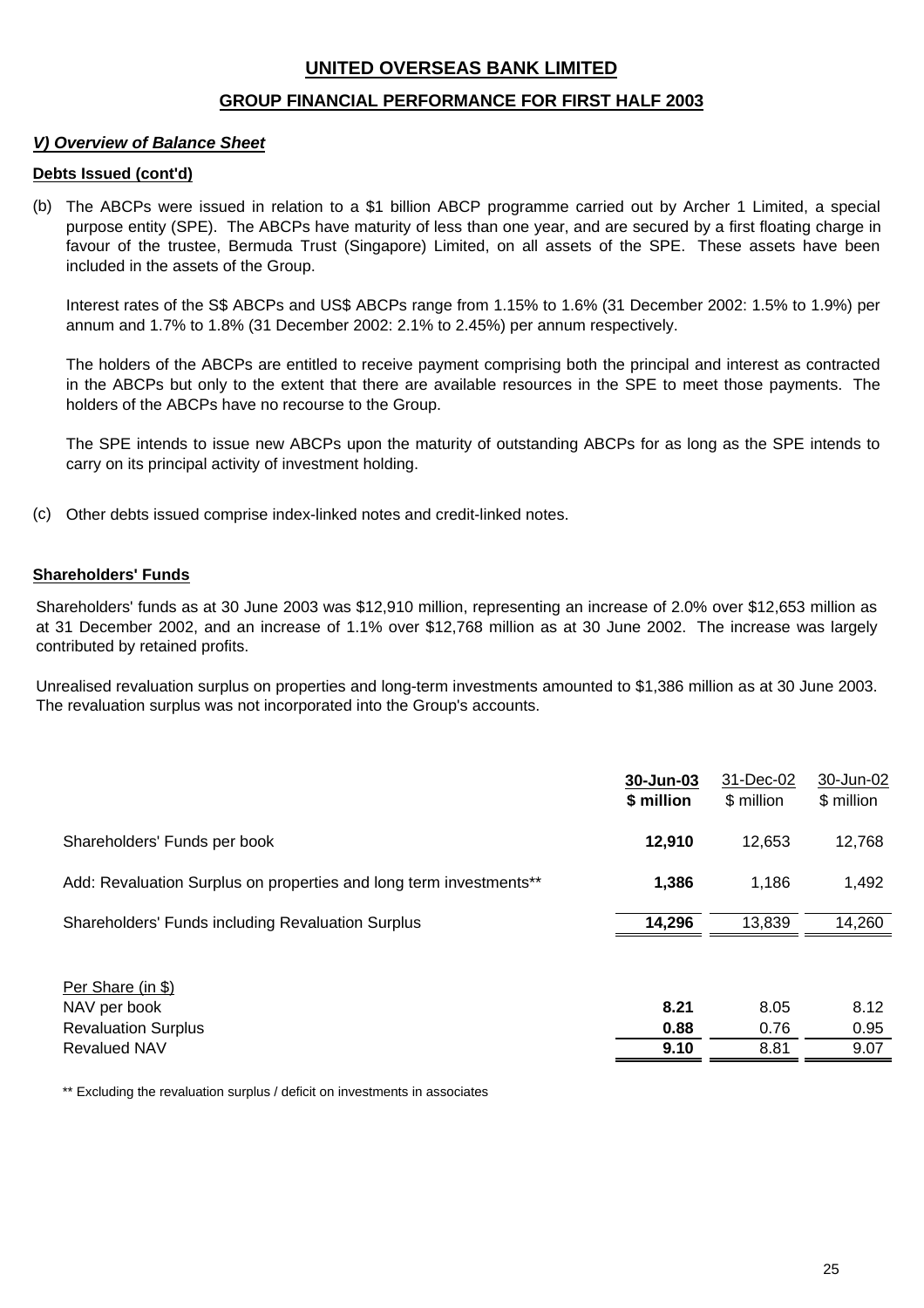# UNITED OVERSEAS BANK LIMITED

## GROUP FINANCIAL PERFORMANCE FOR FIRST HALF 2003

### *V) Overview of Balance Sheet*

**Debts Issued (cont'd)**

(b) The ABCPs were issued in relation to a $1 billion ABCP programme carried out by Archer 1 Limited, a special purpose entity (SPE). The ABCPs have maturity of less than one year, and are secured by a first floating charge in favour of the trustee, Bermuda Trust (Singapore) Limited, on all assets of the SPE. These assets have been included in the assets of the Group.

Interest rates of the S$ ABCPs and US$ ABCPs range from 1.15% to 1.6% (31 December 2002: 1.5% to 1.9%) per annum and 1.7% to 1.8% (31 December 2002: 2.1% to 2.45%) per annum respectively.

The holders of the ABCPs are entitled to receive payment comprising both the principal and interest as contracted in the ABCPs but only to the extent that there are available resources in the SPE to meet those payments. The holders of the ABCPs have no recourse to the Group.

The SPE intends to issue new ABCPs upon the maturity of outstanding ABCPs for as long as the SPE intends to carry on its principal activity of investment holding.

(c) Other debts issued comprise index-linked notes and credit-linked notes.

**Shareholders' Funds**

Shareholders' funds as at 30 June 2003 was $12,910 million, representing an increase of 2.0% over $12,653 million as at 31 December 2002, and an increase of 1.1% over $12,768 million as at 30 June 2002. The increase was largely contributed by retained profits.

Unrealised revaluation surplus on properties and long-term investments amounted to $1,386 million as at 30 June 2003. The revaluation surplus was not incorporated into the Group's accounts.

| | **30-Jun-03** **$ million** | 31-Dec-02 $ million | 30-Jun-02 $ million |
|---|---|---|---|
| Shareholders' Funds per book | **12,910** | 12,653 | 12,768 |
| Add: Revaluation Surplus on properties and long term investments** | **1,386** | 1,186 | 1,492 |
| Shareholders' Funds including Revaluation Surplus | **14,296** | 13,839 | 14,260 |
| | | | |
| Per Share (in $) | | | |
| NAV per book | **8.21** | 8.05 | 8.12 |
| Revaluation Surplus | **0.88** | 0.76 | 0.95 |
| Revalued NAV | **9.10** | 8.81 | 9.07 |

** Excluding the revaluation surplus / deficit on investments in associates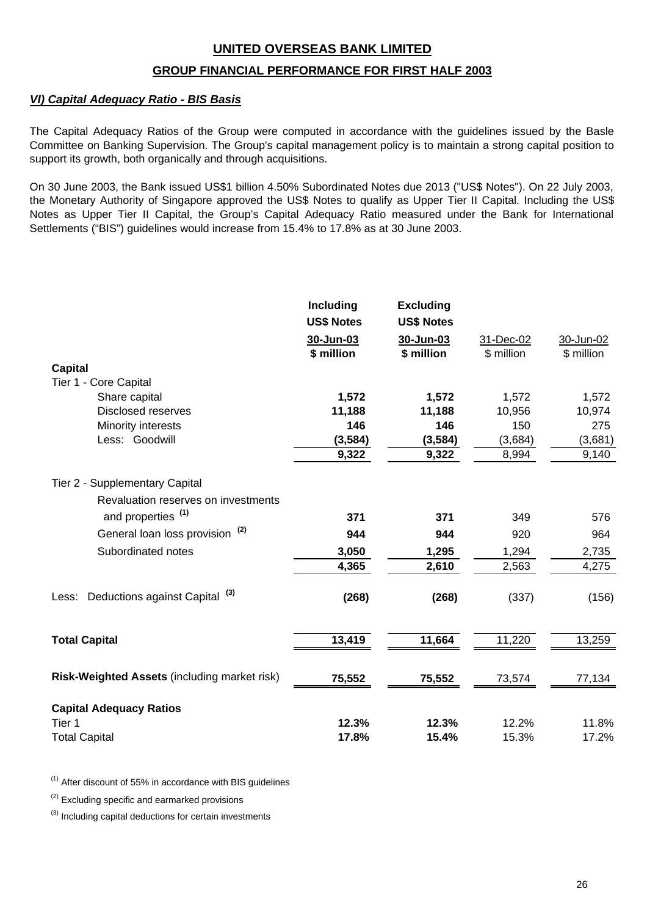# UNITED OVERSEAS BANK LIMITED

## GROUP FINANCIAL PERFORMANCE FOR FIRST HALF 2003

### *VI) Capital Adequacy Ratio - BIS Basis*

The Capital Adequacy Ratios of the Group were computed in accordance with the guidelines issued by the Basle Committee on Banking Supervision. The Group's capital management policy is to maintain a strong capital position to support its growth, both organically and through acquisitions.

On 30 June 2003, the Bank issued US$1 billion 4.50% Subordinated Notes due 2013 ("US$ Notes"). On 22 July 2003, the Monetary Authority of Singapore approved the US$ Notes to qualify as Upper Tier II Capital. Including the US$ Notes as Upper Tier II Capital, the Group's Capital Adequacy Ratio measured under the Bank for International Settlements ("BIS") guidelines would increase from 15.4% to 17.8% as at 30 June 2003.

| | **Including US$ Notes** | **Excluding US$ Notes** | | |
|---|---|---|---|---|
| | **30-Jun-03** | **30-Jun-03** | 31-Dec-02 | 30-Jun-02 |
| | **$ million** | **$ million** | $ million | $ million |
| **Capital** | | | | |
| Tier 1 - Core Capital | | | | |
| Share capital | **1,572** | **1,572** | 1,572 | 1,572 |
| Disclosed reserves | **11,188** | **11,188** | 10,956 | 10,974 |
| Minority interests | **146** | **146** | 150 | 275 |
| Less: Goodwill | **(3,584)** | **(3,584)** | (3,684) | (3,681) |
| | **9,322** | **9,322** | 8,994 | 9,140 |
| Tier 2 - Supplementary Capital | | | | |
| Revaluation reserves on investments and properties [1] | **371** | **371** | 349 | 576 |
| General loan loss provision [2] | **944** | **944** | 920 | 964 |
| Subordinated notes | **3,050** | **1,295** | 1,294 | 2,735 |
| | **4,365** | **2,610** | 2,563 | 4,275 |
| Less: Deductions against Capital [3] | **(268)** | **(268)** | (337) | (156) |
| **Total Capital** | **13,419** | **11,664** | 11,220 | 13,259 |
| **Risk-Weighted Assets** (including market risk) | **75,552** | **75,552** | 73,574 | 77,134 |
| **Capital Adequacy Ratios** | | | | |
| Tier 1 | **12.3%** | **12.3%** | 12.2% | 11.8% |
| Total Capital | **17.8%** | **15.4%** | 15.3% | 17.2% |

[1] After discount of 55% in accordance with BIS guidelines

[2] Excluding specific and earmarked provisions

[3] Including capital deductions for certain investments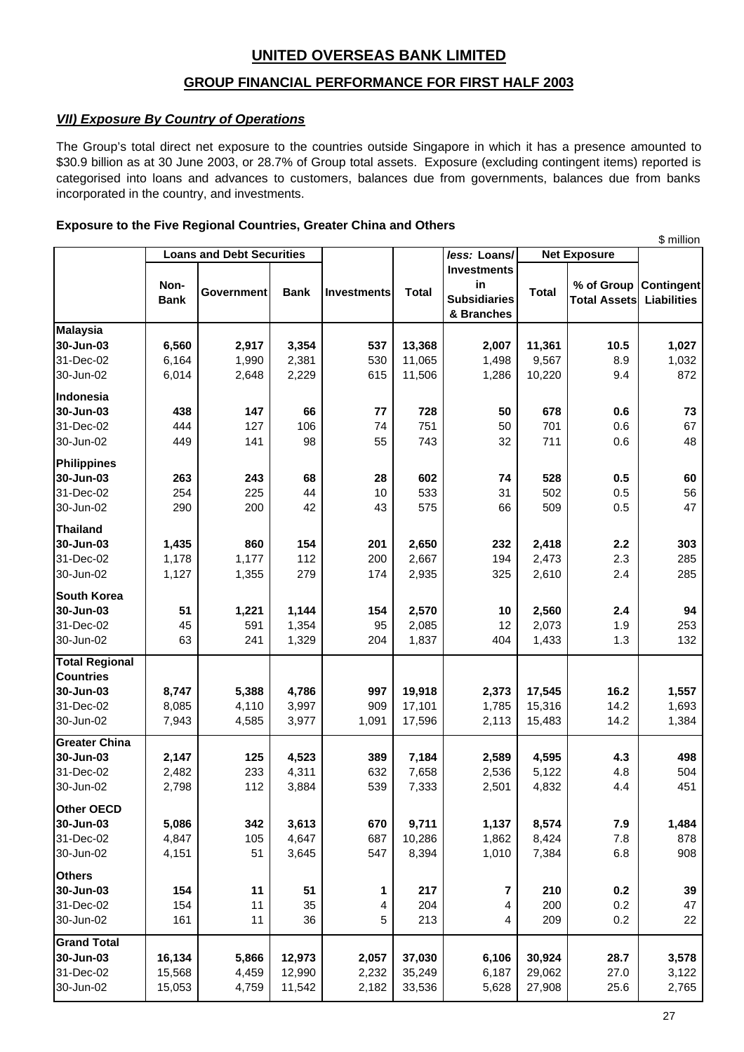# UNITED OVERSEAS BANK LIMITED

## GROUP FINANCIAL PERFORMANCE FOR FIRST HALF 2003

### *VII) Exposure By Country of Operations*

The Group's total direct net exposure to the countries outside Singapore in which it has a presence amounted to $30.9 billion as at 30 June 2003, or 28.7% of Group total assets. Exposure (excluding contingent items) reported is categorised into loans and advances to customers, balances due from governments, balances due from banks incorporated in the country, and investments.

**Exposure to the Five Regional Countries, Greater China and Others**

$ million

| | Loans and Debt Securities | | | | | *less:* Loans/ Investments in Subsidiaries & Branches | Net Exposure | | |
|---|---|---|---|---|---|---|---|---|---|
| | Non-Bank | Government | Bank | Investments | Total | | Total | % of Group Total Assets | Contingent Liabilities |
| **Malaysia** | | | | | | | | | |
| **30-Jun-03** | **6,560** | **2,917** | **3,354** | **537** | **13,368** | **2,007** | **11,361** | **10.5** | **1,027** |
| 31-Dec-02 | 6,164 | 1,990 | 2,381 | 530 | 11,065 | 1,498 | 9,567 | 8.9 | 1,032 |
| 30-Jun-02 | 6,014 | 2,648 | 2,229 | 615 | 11,506 | 1,286 | 10,220 | 9.4 | 872 |
| **Indonesia** | | | | | | | | | |
| **30-Jun-03** | **438** | **147** | **66** | **77** | **728** | **50** | **678** | **0.6** | **73** |
| 31-Dec-02 | 444 | 127 | 106 | 74 | 751 | 50 | 701 | 0.6 | 67 |
| 30-Jun-02 | 449 | 141 | 98 | 55 | 743 | 32 | 711 | 0.6 | 48 |
| **Philippines** | | | | | | | | | |
| **30-Jun-03** | **263** | **243** | **68** | **28** | **602** | **74** | **528** | **0.5** | **60** |
| 31-Dec-02 | 254 | 225 | 44 | 10 | 533 | 31 | 502 | 0.5 | 56 |
| 30-Jun-02 | 290 | 200 | 42 | 43 | 575 | 66 | 509 | 0.5 | 47 |
| **Thailand** | | | | | | | | | |
| **30-Jun-03** | **1,435** | **860** | **154** | **201** | **2,650** | **232** | **2,418** | **2.2** | **303** |
| 31-Dec-02 | 1,178 | 1,177 | 112 | 200 | 2,667 | 194 | 2,473 | 2.3 | 285 |
| 30-Jun-02 | 1,127 | 1,355 | 279 | 174 | 2,935 | 325 | 2,610 | 2.4 | 285 |
| **South Korea** | | | | | | | | | |
| **30-Jun-03** | **51** | **1,221** | **1,144** | **154** | **2,570** | **10** | **2,560** | **2.4** | **94** |
| 31-Dec-02 | 45 | 591 | 1,354 | 95 | 2,085 | 12 | 2,073 | 1.9 | 253 |
| 30-Jun-02 | 63 | 241 | 1,329 | 204 | 1,837 | 404 | 1,433 | 1.3 | 132 |
| **Total Regional Countries** | | | | | | | | | |
| **30-Jun-03** | **8,747** | **5,388** | **4,786** | **997** | **19,918** | **2,373** | **17,545** | **16.2** | **1,557** |
| 31-Dec-02 | 8,085 | 4,110 | 3,997 | 909 | 17,101 | 1,785 | 15,316 | 14.2 | 1,693 |
| 30-Jun-02 | 7,943 | 4,585 | 3,977 | 1,091 | 17,596 | 2,113 | 15,483 | 14.2 | 1,384 |
| **Greater China** | | | | | | | | | |
| **30-Jun-03** | **2,147** | **125** | **4,523** | **389** | **7,184** | **2,589** | **4,595** | **4.3** | **498** |
| 31-Dec-02 | 2,482 | 233 | 4,311 | 632 | 7,658 | 2,536 | 5,122 | 4.8 | 504 |
| 30-Jun-02 | 2,798 | 112 | 3,884 | 539 | 7,333 | 2,501 | 4,832 | 4.4 | 451 |
| **Other OECD** | | | | | | | | | |
| **30-Jun-03** | **5,086** | **342** | **3,613** | **670** | **9,711** | **1,137** | **8,574** | **7.9** | **1,484** |
| 31-Dec-02 | 4,847 | 105 | 4,647 | 687 | 10,286 | 1,862 | 8,424 | 7.8 | 878 |
| 30-Jun-02 | 4,151 | 51 | 3,645 | 547 | 8,394 | 1,010 | 7,384 | 6.8 | 908 |
| **Others** | | | | | | | | | |
| **30-Jun-03** | **154** | **11** | **51** | **1** | **217** | **7** | **210** | **0.2** | **39** |
| 31-Dec-02 | 154 | 11 | 35 | 4 | 204 | 4 | 200 | 0.2 | 47 |
| 30-Jun-02 | 161 | 11 | 36 | 5 | 213 | 4 | 209 | 0.2 | 22 |
| **Grand Total** | | | | | | | | | |
| **30-Jun-03** | **16,134** | **5,866** | **12,973** | **2,057** | **37,030** | **6,106** | **30,924** | **28.7** | **3,578** |
| 31-Dec-02 | 15,568 | 4,459 | 12,990 | 2,232 | 35,249 | 6,187 | 29,062 | 27.0 | 3,122 |
| 30-Jun-02 | 15,053 | 4,759 | 11,542 | 2,182 | 33,536 | 5,628 | 27,908 | 25.6 | 2,765 |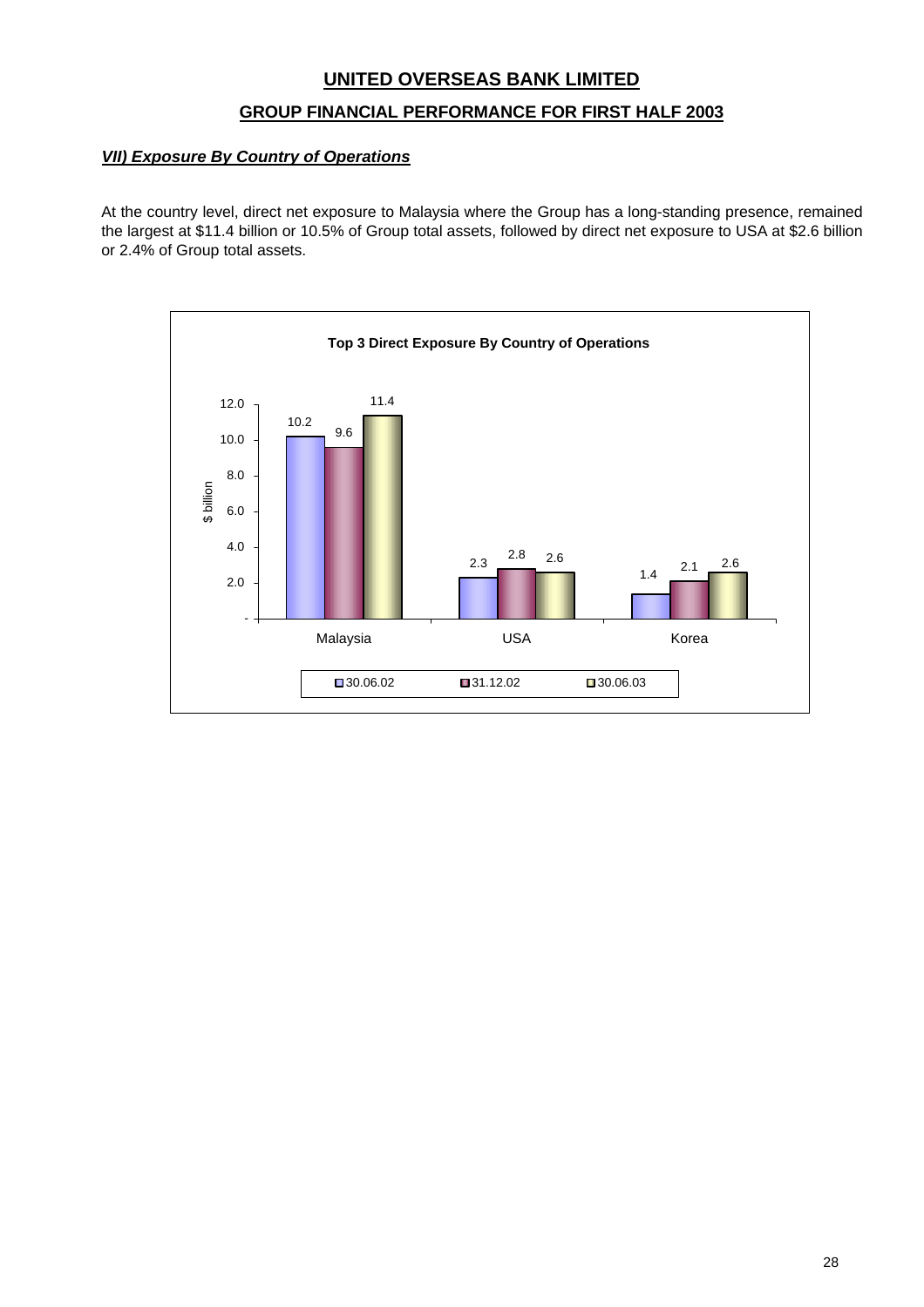# UNITED OVERSEAS BANK LIMITED

## GROUP FINANCIAL PERFORMANCE FOR FIRST HALF 2003

### *VII) Exposure By Country of Operations*

At the country level, direct net exposure to Malaysia where the Group has a long-standing presence, remained the largest at $11.4 billion or 10.5% of Group total assets, followed by direct net exposure to USA at $2.6 billion or 2.4% of Group total assets.

**Top 3 Direct Exposure By Country of Operations**

| $ billion | 30.06.02 | 31.12.02 | 30.06.03 |
|---|---|---|---|
| Malaysia | 10.2 | 9.6 | 11.4 |
| USA | 2.3 | 2.8 | 2.6 |
| Korea | 1.4 | 2.1 | 2.6 |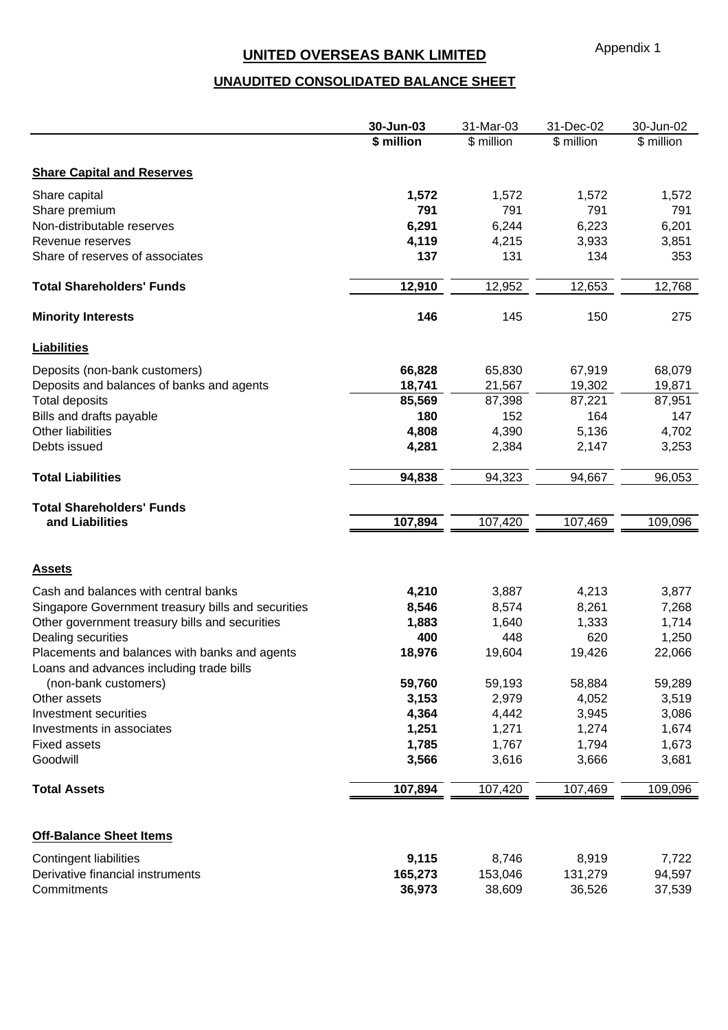Appendix 1

# UNITED OVERSEAS BANK LIMITED

## UNAUDITED CONSOLIDATED BALANCE SHEET

| | 30-Jun-03 | 31-Mar-03 | 31-Dec-02 | 30-Jun-02 |
|---|---|---|---|---|
| | **$ million** | $ million | $ million | $ million |
| **Share Capital and Reserves** | | | | |
| Share capital | **1,572** | 1,572 | 1,572 | 1,572 |
| Share premium | **791** | 791 | 791 | 791 |
| Non-distributable reserves | **6,291** | 6,244 | 6,223 | 6,201 |
| Revenue reserves | **4,119** | 4,215 | 3,933 | 3,851 |
| Share of reserves of associates | **137** | 131 | 134 | 353 |
| **Total Shareholders' Funds** | **12,910** | 12,952 | 12,653 | 12,768 |
| **Minority Interests** | **146** | 145 | 150 | 275 |
| **Liabilities** | | | | |
| Deposits (non-bank customers) | **66,828** | 65,830 | 67,919 | 68,079 |
| Deposits and balances of banks and agents | **18,741** | 21,567 | 19,302 | 19,871 |
| Total deposits | **85,569** | 87,398 | 87,221 | 87,951 |
| Bills and drafts payable | **180** | 152 | 164 | 147 |
| Other liabilities | **4,808** | 4,390 | 5,136 | 4,702 |
| Debts issued | **4,281** | 2,384 | 2,147 | 3,253 |
| **Total Liabilities** | **94,838** | 94,323 | 94,667 | 96,053 |
| **Total Shareholders' Funds and Liabilities** | **107,894** | 107,420 | 107,469 | 109,096 |
| **Assets** | | | | |
| Cash and balances with central banks | **4,210** | 3,887 | 4,213 | 3,877 |
| Singapore Government treasury bills and securities | **8,546** | 8,574 | 8,261 | 7,268 |
| Other government treasury bills and securities | **1,883** | 1,640 | 1,333 | 1,714 |
| Dealing securities | **400** | 448 | 620 | 1,250 |
| Placements and balances with banks and agents | **18,976** | 19,604 | 19,426 | 22,066 |
| Loans and advances including trade bills (non-bank customers) | **59,760** | 59,193 | 58,884 | 59,289 |
| Other assets | **3,153** | 2,979 | 4,052 | 3,519 |
| Investment securities | **4,364** | 4,442 | 3,945 | 3,086 |
| Investments in associates | **1,251** | 1,271 | 1,274 | 1,674 |
| Fixed assets | **1,785** | 1,767 | 1,794 | 1,673 |
| Goodwill | **3,566** | 3,616 | 3,666 | 3,681 |
| **Total Assets** | **107,894** | 107,420 | 107,469 | 109,096 |
| **Off-Balance Sheet Items** | | | | |
| Contingent liabilities | **9,115** | 8,746 | 8,919 | 7,722 |
| Derivative financial instruments | **165,273** | 153,046 | 131,279 | 94,597 |
| Commitments | **36,973** | 38,609 | 36,526 | 37,539 |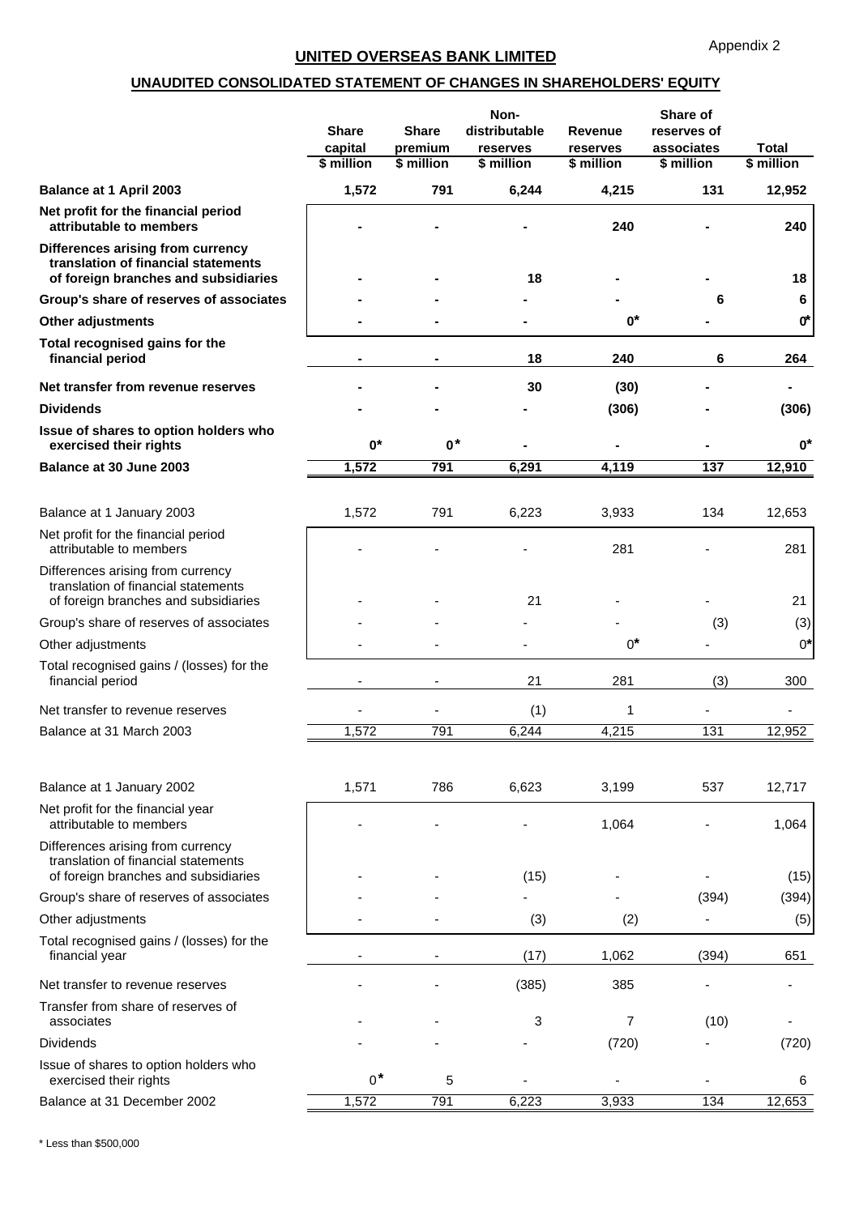Appendix 2

## UNITED OVERSEAS BANK LIMITED

### UNAUDITED CONSOLIDATED STATEMENT OF CHANGES IN SHAREHOLDERS' EQUITY

| | Share capital | Share premium | Non-distributable reserves | Revenue reserves | Share of reserves of associates | Total |
|---|---|---|---|---|---|---|
| | $ million | $ million | $ million | $ million | $ million | $ million |
| **Balance at 1 April 2003** | **1,572** | **791** | **6,244** | **4,215** | **131** | **12,952** |
| **Net profit for the financial period attributable to members** | **-** | **-** | **-** | **240** | **-** | **240** |
| **Differences arising from currency translation of financial statements of foreign branches and subsidiaries** | **-** | **-** | **18** | **-** | **-** | **18** |
| **Group's share of reserves of associates** | **-** | **-** | **-** | **-** | **6** | **6** |
| **Other adjustments** | **-** | **-** | **-** | **0*** | **-** | **0*** |
| **Total recognised gains for the financial period** | **-** | **-** | **18** | **240** | **6** | **264** |
| **Net transfer from revenue reserves** | **-** | **-** | **30** | **(30)** | **-** | **-** |
| **Dividends** | **-** | **-** | **-** | **(306)** | **-** | **(306)** |
| **Issue of shares to option holders who exercised their rights** | **0*** | **0*** | **-** | **-** | **-** | **0*** |
| **Balance at 30 June 2003** | **1,572** | **791** | **6,291** | **4,119** | **137** | **12,910** |
| | | | | | | |
| Balance at 1 January 2003 | 1,572 | 791 | 6,223 | 3,933 | 134 | 12,653 |
| Net profit for the financial period attributable to members | - | - | - | 281 | - | 281 |
| Differences arising from currency translation of financial statements of foreign branches and subsidiaries | - | - | 21 | - | - | 21 |
| Group's share of reserves of associates | - | - | - | - | (3) | (3) |
| Other adjustments | - | - | - | 0* | - | 0* |
| Total recognised gains / (losses) for the financial period | - | - | 21 | 281 | (3) | 300 |
| Net transfer to revenue reserves | - | - | (1) | 1 | - | - |
| Balance at 31 March 2003 | 1,572 | 791 | 6,244 | 4,215 | 131 | 12,952 |
| | | | | | | |
| Balance at 1 January 2002 | 1,571 | 786 | 6,623 | 3,199 | 537 | 12,717 |
| Net profit for the financial year attributable to members | - | - | - | 1,064 | - | 1,064 |
| Differences arising from currency translation of financial statements of foreign branches and subsidiaries | - | - | (15) | - | - | (15) |
| Group's share of reserves of associates | - | - | - | - | (394) | (394) |
| Other adjustments | - | - | (3) | (2) | - | (5) |
| Total recognised gains / (losses) for the financial year | - | - | (17) | 1,062 | (394) | 651 |
| Net transfer to revenue reserves | - | - | (385) | 385 | - | - |
| Transfer from share of reserves of associates | - | - | 3 | 7 | (10) | - |
| Dividends | - | - | - | (720) | - | (720) |
| Issue of shares to option holders who exercised their rights | 0* | 5 | - | - | - | 6 |
| Balance at 31 December 2002 | 1,572 | 791 | 6,223 | 3,933 | 134 | 12,653 |

\* Less than $500,000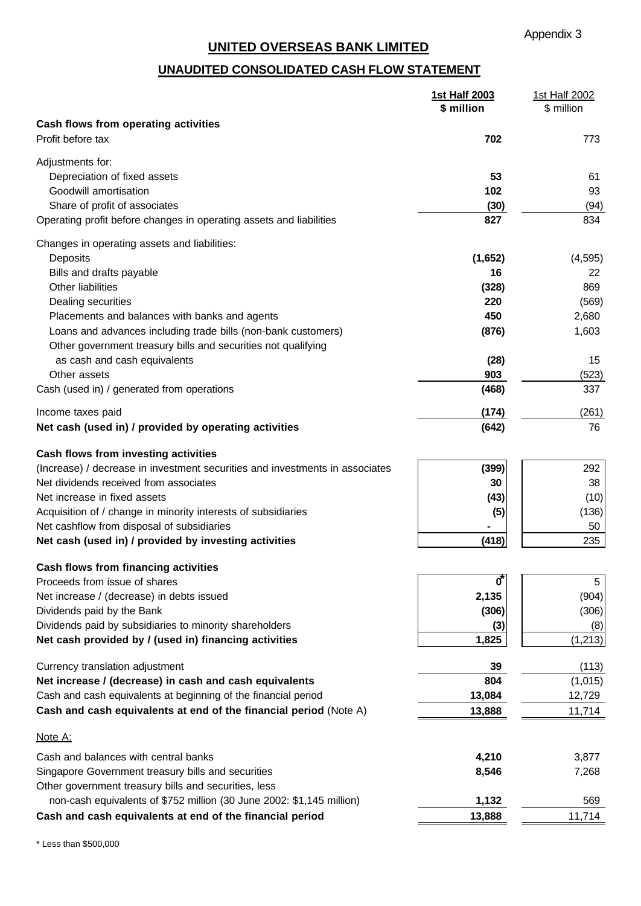Appendix 3

# UNITED OVERSEAS BANK LIMITED

## UNAUDITED CONSOLIDATED CASH FLOW STATEMENT

| | 1st Half 2003 $ million | 1st Half 2002 $ million |
|---|---|---|
| **Cash flows from operating activities** | | |
| Profit before tax | **702** | 773 |
| Adjustments for: | | |
| Depreciation of fixed assets | **53** | 61 |
| Goodwill amortisation | **102** | 93 |
| Share of profit of associates | **(30)** | (94) |
| Operating profit before changes in operating assets and liabilities | **827** | 834 |
| Changes in operating assets and liabilities: | | |
| Deposits | **(1,652)** | (4,595) |
| Bills and drafts payable | **16** | 22 |
| Other liabilities | **(328)** | 869 |
| Dealing securities | **220** | (569) |
| Placements and balances with banks and agents | **450** | 2,680 |
| Loans and advances including trade bills (non-bank customers) | **(876)** | 1,603 |
| Other government treasury bills and securities not qualifying as cash and cash equivalents | **(28)** | 15 |
| Other assets | **903** | (523) |
| Cash (used in) / generated from operations | **(468)** | 337 |
| Income taxes paid | **(174)** | (261) |
| **Net cash (used in) / provided by operating activities** | **(642)** | 76 |
| **Cash flows from investing activities** | | |
| (Increase) / decrease in investment securities and investments in associates | **(399)** | 292 |
| Net dividends received from associates | **30** | 38 |
| Net increase in fixed assets | **(43)** | (10) |
| Acquisition of / change in minority interests of subsidiaries | **(5)** | (136) |
| Net cashflow from disposal of subsidiaries | **-** | 50 |
| **Net cash (used in) / provided by investing activities** | **(418)** | 235 |
| **Cash flows from financing activities** | | |
| Proceeds from issue of shares | **0*** | 5 |
| Net increase / (decrease) in debts issued | **2,135** | (904) |
| Dividends paid by the Bank | **(306)** | (306) |
| Dividends paid by subsidiaries to minority shareholders | **(3)** | (8) |
| **Net cash provided by / (used in) financing activities** | **1,825** | (1,213) |
| Currency translation adjustment | **39** | (113) |
| **Net increase / (decrease) in cash and cash equivalents** | **804** | (1,015) |
| Cash and cash equivalents at beginning of the financial period | **13,084** | 12,729 |
| **Cash and cash equivalents at end of the financial period** (Note A) | **13,888** | 11,714 |

Note A:

| | | |
|---|---|---|
| Cash and balances with central banks | **4,210** | 3,877 |
| Singapore Government treasury bills and securities | **8,546** | 7,268 |
| Other government treasury bills and securities, less non-cash equivalents of $752 million (30 June 2002: $1,145 million) | **1,132** | 569 |
| **Cash and cash equivalents at end of the financial period** | **13,888** | 11,714 |

* Less than $500,000